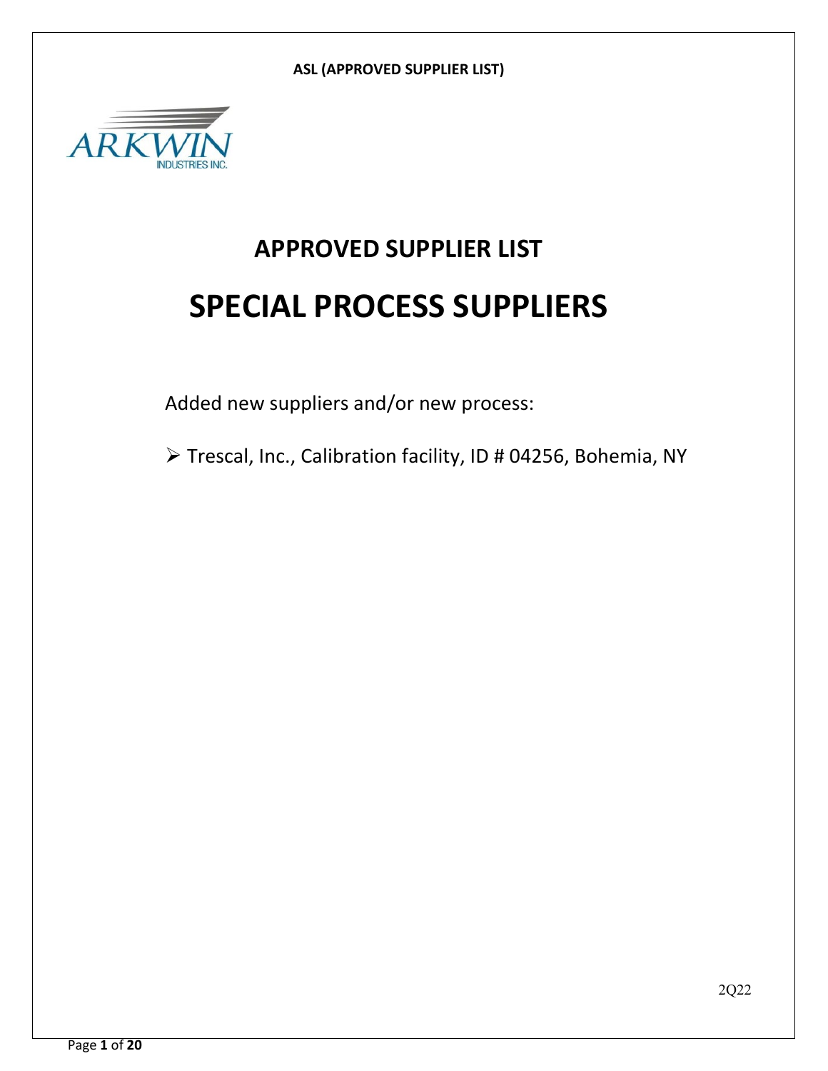ARKWIN INDUSTRIES INC.

# APPROVED SUPPLIER LIST

# SPECIAL PROCESS SUPPLIERS

Added new suppliers and/or new process:

- Trescal, Inc., Calibration facility, ID # 04256, Bohemia, NY

2Q22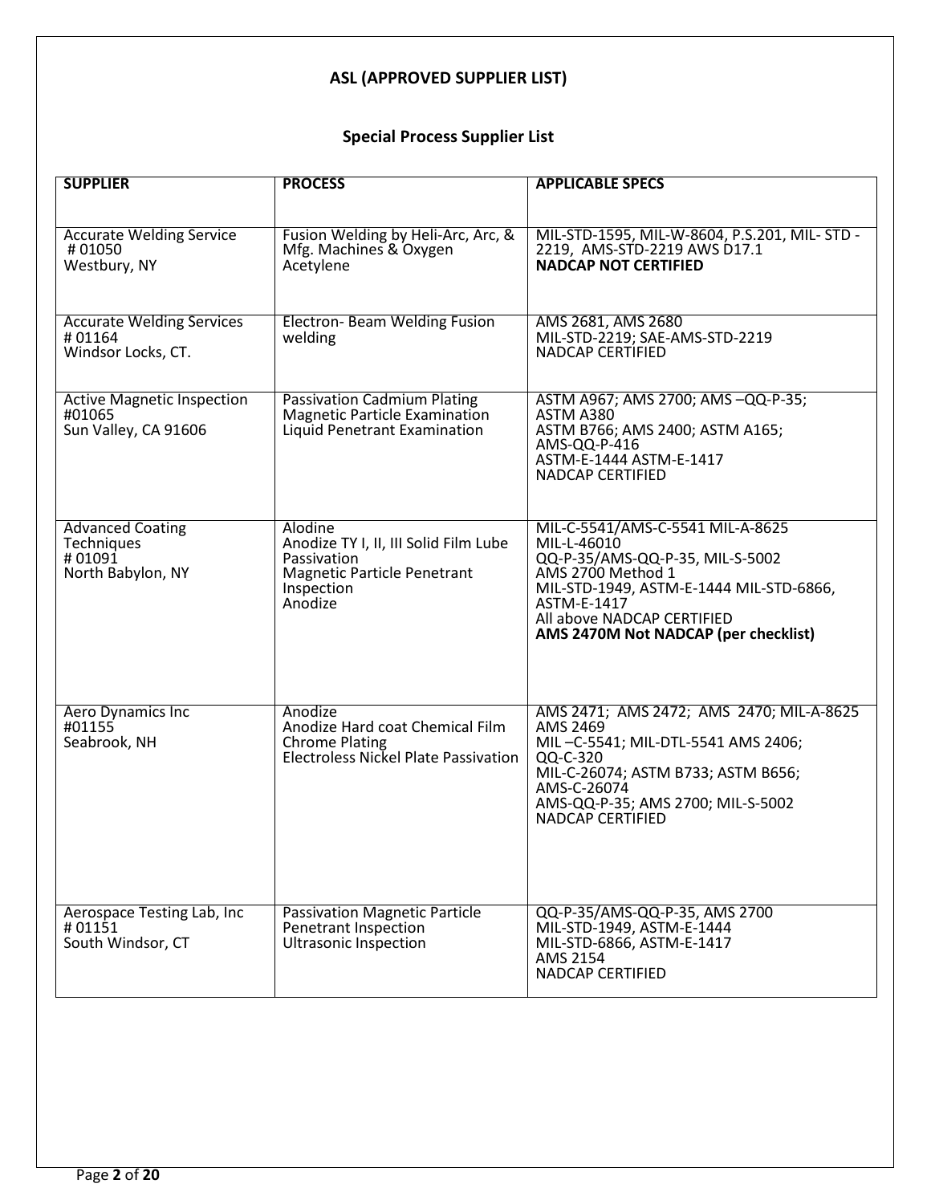# ASL (APPROVED SUPPLIER LIST)

## Special Process Supplier List

| SUPPLIER | PROCESS | APPLICABLE SPECS |
|---|---|---|
| Accurate Welding Service<br># 01050<br>Westbury, NY | Fusion Welding by Heli-Arc, Arc, & Mfg. Machines & Oxygen Acetylene | MIL-STD-1595, MIL-W-8604, P.S.201, MIL- STD - 2219, AMS-STD-2219 AWS D17.1<br>**NADCAP NOT CERTIFIED** |
| Accurate Welding Services<br># 01164<br>Windsor Locks, CT. | Electron- Beam Welding Fusion welding | AMS 2681, AMS 2680<br>MIL-STD-2219; SAE-AMS-STD-2219<br>NADCAP CERTIFIED |
| Active Magnetic Inspection<br>#01065<br>Sun Valley, CA 91606 | Passivation Cadmium Plating<br>Magnetic Particle Examination<br>Liquid Penetrant Examination | ASTM A967; AMS 2700; AMS –QQ-P-35;<br>ASTM A380<br>ASTM B766; AMS 2400; ASTM A165;<br>AMS-QQ-P-416<br>ASTM-E-1444 ASTM-E-1417<br>NADCAP CERTIFIED |
| Advanced Coating Techniques<br># 01091<br>North Babylon, NY | Alodine<br>Anodize TY I, II, III Solid Film Lube<br>Passivation<br>Magnetic Particle Penetrant Inspection<br>Anodize | MIL-C-5541/AMS-C-5541 MIL-A-8625<br>MIL-L-46010<br>QQ-P-35/AMS-QQ-P-35, MIL-S-5002<br>AMS 2700 Method 1<br>MIL-STD-1949, ASTM-E-1444 MIL-STD-6866,<br>ASTM-E-1417<br>All above NADCAP CERTIFIED<br>**AMS 2470M Not NADCAP (per checklist)** |
| Aero Dynamics Inc<br>#01155<br>Seabrook, NH | Anodize<br>Anodize Hard coat Chemical Film<br>Chrome Plating<br>Electroless Nickel Plate Passivation | AMS 2471; AMS 2472; AMS 2470; MIL-A-8625<br>AMS 2469<br>MIL –C-5541; MIL-DTL-5541 AMS 2406;<br>QQ-C-320<br>MIL-C-26074; ASTM B733; ASTM B656;<br>AMS-C-26074<br>AMS-QQ-P-35; AMS 2700; MIL-S-5002<br>NADCAP CERTIFIED |
| Aerospace Testing Lab, Inc<br># 01151<br>South Windsor, CT | Passivation Magnetic Particle<br>Penetrant Inspection<br>Ultrasonic Inspection | QQ-P-35/AMS-QQ-P-35, AMS 2700<br>MIL-STD-1949, ASTM-E-1444<br>MIL-STD-6866, ASTM-E-1417<br>AMS 2154<br>NADCAP CERTIFIED |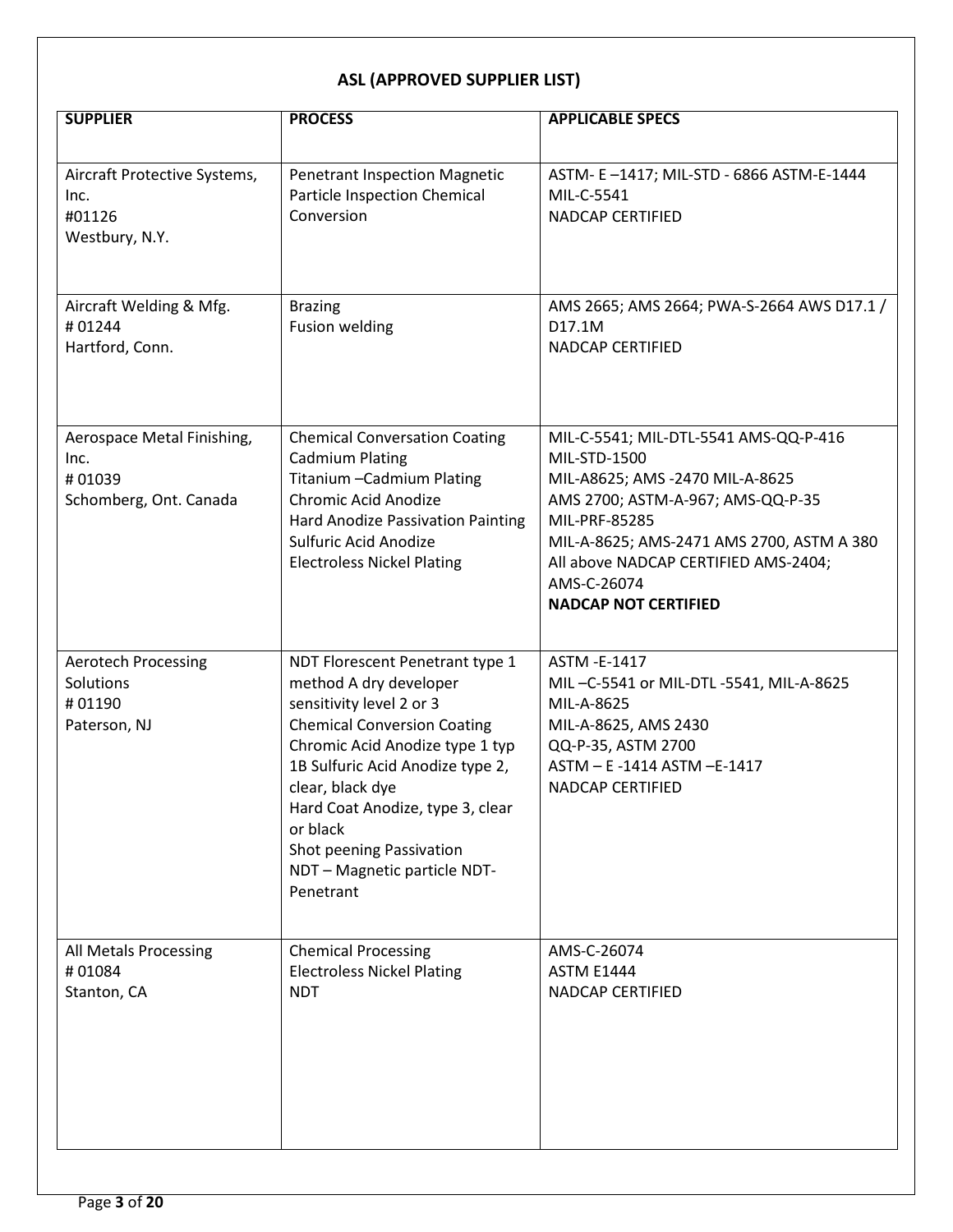## ASL (APPROVED SUPPLIER LIST)

| SUPPLIER | PROCESS | APPLICABLE SPECS |
|---|---|---|
| Aircraft Protective Systems, Inc.<br>#01126<br>Westbury, N.Y. | Penetrant Inspection Magnetic Particle Inspection Chemical Conversion | ASTM- E –1417; MIL-STD - 6866 ASTM-E-1444<br>MIL-C-5541<br>NADCAP CERTIFIED |
| Aircraft Welding & Mfg.<br># 01244<br>Hartford, Conn. | Brazing<br>Fusion welding | AMS 2665; AMS 2664; PWA-S-2664 AWS D17.1 / D17.1M<br>NADCAP CERTIFIED |
| Aerospace Metal Finishing, Inc.<br># 01039<br>Schomberg, Ont. Canada | Chemical Conversation Coating<br>Cadmium Plating<br>Titanium –Cadmium Plating<br>Chromic Acid Anodize<br>Hard Anodize Passivation Painting<br>Sulfuric Acid Anodize<br>Electroless Nickel Plating | MIL-C-5541; MIL-DTL-5541 AMS-QQ-P-416<br>MIL-STD-1500<br>MIL-A8625; AMS -2470 MIL-A-8625<br>AMS 2700; ASTM-A-967; AMS-QQ-P-35<br>MIL-PRF-85285<br>MIL-A-8625; AMS-2471 AMS 2700, ASTM A 380<br>All above NADCAP CERTIFIED AMS-2404; AMS-C-26074<br>**NADCAP NOT CERTIFIED** |
| Aerotech Processing Solutions<br># 01190<br>Paterson, NJ | NDT Florescent Penetrant type 1 method A dry developer sensitivity level 2 or 3<br>Chemical Conversion Coating<br>Chromic Acid Anodize type 1 typ 1B Sulfuric Acid Anodize type 2, clear, black dye<br>Hard Coat Anodize, type 3, clear or black<br>Shot peening Passivation<br>NDT – Magnetic particle NDT-Penetrant | ASTM -E-1417<br>MIL –C-5541 or MIL-DTL -5541, MIL-A-8625<br>MIL-A-8625<br>MIL-A-8625, AMS 2430<br>QQ-P-35, ASTM 2700<br>ASTM – E -1414 ASTM –E-1417<br>NADCAP CERTIFIED |
| All Metals Processing<br># 01084<br>Stanton, CA | Chemical Processing<br>Electroless Nickel Plating<br>NDT | AMS-C-26074<br>ASTM E1444<br>NADCAP CERTIFIED |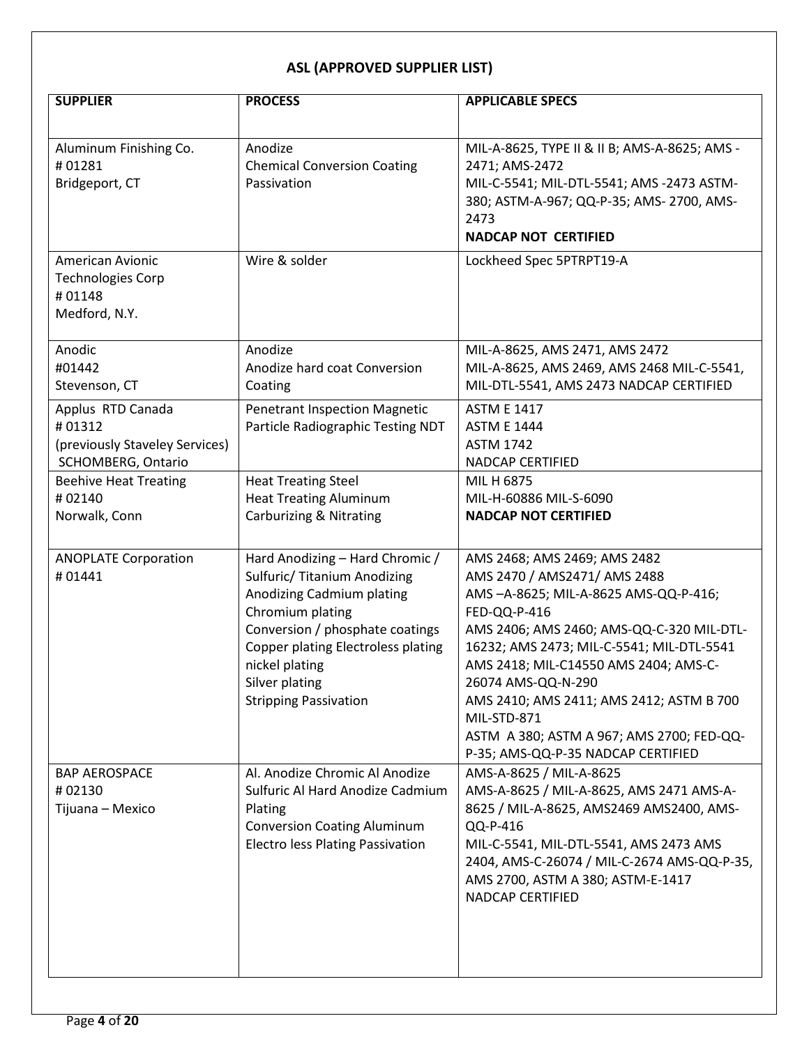## ASL (APPROVED SUPPLIER LIST)

| SUPPLIER | PROCESS | APPLICABLE SPECS |
|---|---|---|
| Aluminum Finishing Co.<br># 01281<br>Bridgeport, CT | Anodize<br>Chemical Conversion Coating<br>Passivation | MIL-A-8625, TYPE II & II B; AMS-A-8625; AMS -2471; AMS-2472<br>MIL-C-5541; MIL-DTL-5541; AMS -2473 ASTM-380; ASTM-A-967; QQ-P-35; AMS- 2700, AMS-2473<br>**NADCAP NOT CERTIFIED** |
| American Avionic Technologies Corp<br># 01148<br>Medford, N.Y. | Wire & solder | Lockheed Spec 5PTRPT19-A |
| Anodic<br>#01442<br>Stevenson, CT | Anodize<br>Anodize hard coat Conversion Coating | MIL-A-8625, AMS 2471, AMS 2472<br>MIL-A-8625, AMS 2469, AMS 2468 MIL-C-5541, MIL-DTL-5541, AMS 2473 NADCAP CERTIFIED |
| Applus RTD Canada<br># 01312<br>(previously Staveley Services)<br>SCHOMBERG, Ontario | Penetrant Inspection Magnetic Particle Radiographic Testing NDT | ASTM E 1417<br>ASTM E 1444<br>ASTM 1742<br>NADCAP CERTIFIED |
| Beehive Heat Treating<br># 02140<br>Norwalk, Conn | Heat Treating Steel<br>Heat Treating Aluminum<br>Carburizing & Nitrating | MIL H 6875<br>MIL-H-60886 MIL-S-6090<br>**NADCAP NOT CERTIFIED** |
| ANOPLATE Corporation<br># 01441 | Hard Anodizing – Hard Chromic / Sulfuric/ Titanium Anodizing Anodizing Cadmium plating Chromium plating<br>Conversion / phosphate coatings Copper plating Electroless plating nickel plating<br>Silver plating<br>Stripping Passivation | AMS 2468; AMS 2469; AMS 2482<br>AMS 2470 / AMS2471/ AMS 2488<br>AMS –A-8625; MIL-A-8625 AMS-QQ-P-416; FED-QQ-P-416<br>AMS 2406; AMS 2460; AMS-QQ-C-320 MIL-DTL-16232; AMS 2473; MIL-C-5541; MIL-DTL-5541 AMS 2418; MIL-C14550 AMS 2404; AMS-C-26074 AMS-QQ-N-290<br>AMS 2410; AMS 2411; AMS 2412; ASTM B 700 MIL-STD-871<br>ASTM A 380; ASTM A 967; AMS 2700; FED-QQ-P-35; AMS-QQ-P-35 NADCAP CERTIFIED |
| BAP AEROSPACE<br># 02130<br>Tijuana – Mexico | Al. Anodize Chromic Al Anodize Sulfuric Al Hard Anodize Cadmium Plating<br>Conversion Coating Aluminum<br>Electro less Plating Passivation | AMS-A-8625 / MIL-A-8625<br>AMS-A-8625 / MIL-A-8625, AMS 2471 AMS-A-8625 / MIL-A-8625, AMS2469 AMS2400, AMS-QQ-P-416<br>MIL-C-5541, MIL-DTL-5541, AMS 2473 AMS 2404, AMS-C-26074 / MIL-C-2674 AMS-QQ-P-35, AMS 2700, ASTM A 380; ASTM-E-1417<br>NADCAP CERTIFIED |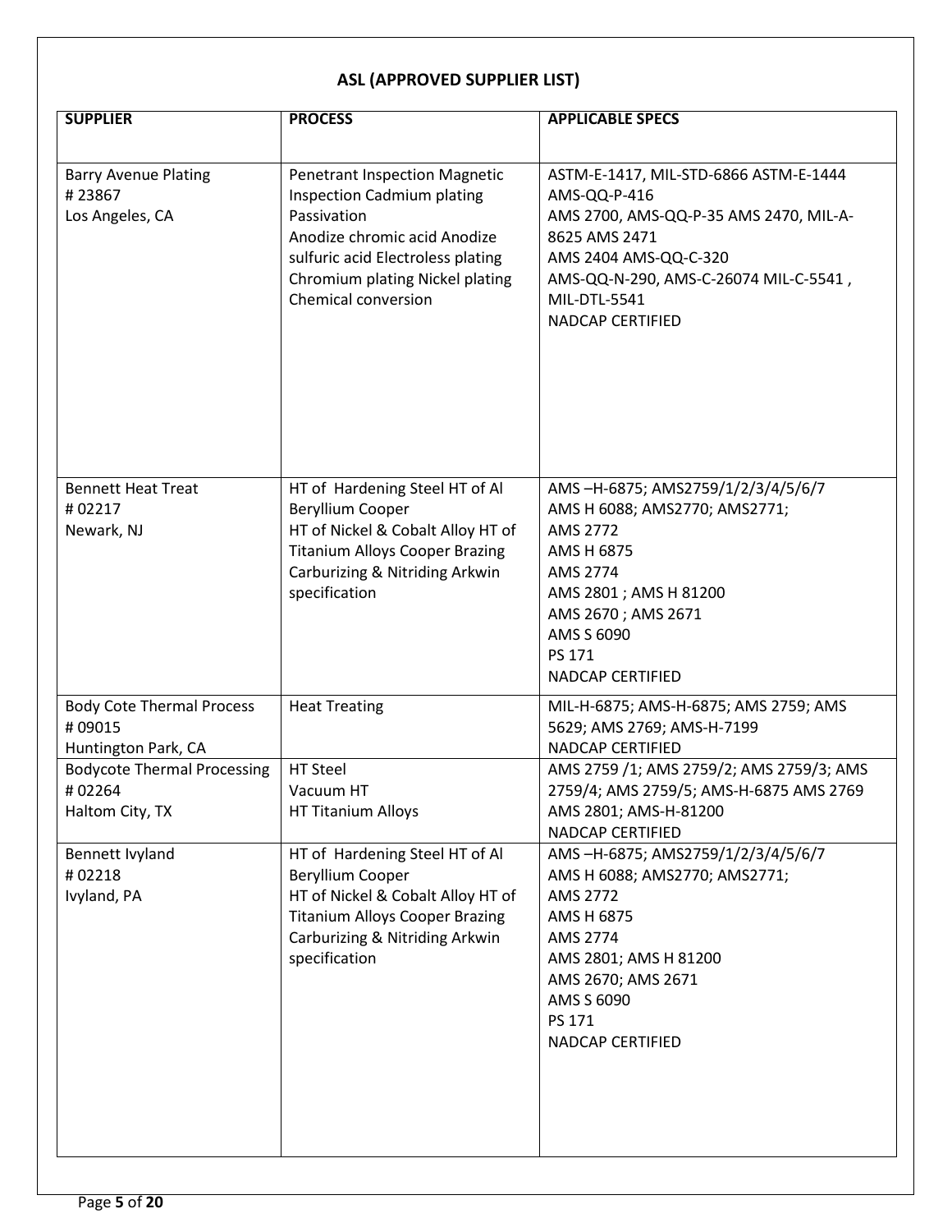## ASL (APPROVED SUPPLIER LIST)

| SUPPLIER | PROCESS | APPLICABLE SPECS |
|---|---|---|
| Barry Avenue Plating<br># 23867<br>Los Angeles, CA | Penetrant Inspection Magnetic Inspection Cadmium plating Passivation<br>Anodize chromic acid Anodize sulfuric acid Electroless plating Chromium plating Nickel plating Chemical conversion | ASTM-E-1417, MIL-STD-6866 ASTM-E-1444 AMS-QQ-P-416<br>AMS 2700, AMS-QQ-P-35 AMS 2470, MIL-A-8625 AMS 2471<br>AMS 2404 AMS-QQ-C-320<br>AMS-QQ-N-290, AMS-C-26074 MIL-C-5541 , MIL-DTL-5541<br>NADCAP CERTIFIED |
| Bennett Heat Treat<br># 02217<br>Newark, NJ | HT of Hardening Steel HT of Al Beryllium Cooper<br>HT of Nickel & Cobalt Alloy HT of Titanium Alloys Cooper Brazing Carburizing & Nitriding Arkwin specification | AMS –H-6875; AMS2759/1/2/3/4/5/6/7<br>AMS H 6088; AMS2770; AMS2771;<br>AMS 2772<br>AMS H 6875<br>AMS 2774<br>AMS 2801 ; AMS H 81200<br>AMS 2670 ; AMS 2671<br>AMS S 6090<br>PS 171<br>NADCAP CERTIFIED |
| Body Cote Thermal Process<br># 09015<br>Huntington Park, CA | Heat Treating | MIL-H-6875; AMS-H-6875; AMS 2759; AMS 5629; AMS 2769; AMS-H-7199<br>NADCAP CERTIFIED |
| Bodycote Thermal Processing<br># 02264<br>Haltom City, TX | HT Steel<br>Vacuum HT<br>HT Titanium Alloys | AMS 2759 /1; AMS 2759/2; AMS 2759/3; AMS 2759/4; AMS 2759/5; AMS-H-6875 AMS 2769<br>AMS 2801; AMS-H-81200<br>NADCAP CERTIFIED |
| Bennett Ivyland<br># 02218<br>Ivyland, PA | HT of Hardening Steel HT of Al Beryllium Cooper<br>HT of Nickel & Cobalt Alloy HT of Titanium Alloys Cooper Brazing Carburizing & Nitriding Arkwin specification | AMS –H-6875; AMS2759/1/2/3/4/5/6/7<br>AMS H 6088; AMS2770; AMS2771;<br>AMS 2772<br>AMS H 6875<br>AMS 2774<br>AMS 2801; AMS H 81200<br>AMS 2670; AMS 2671<br>AMS S 6090<br>PS 171<br>NADCAP CERTIFIED |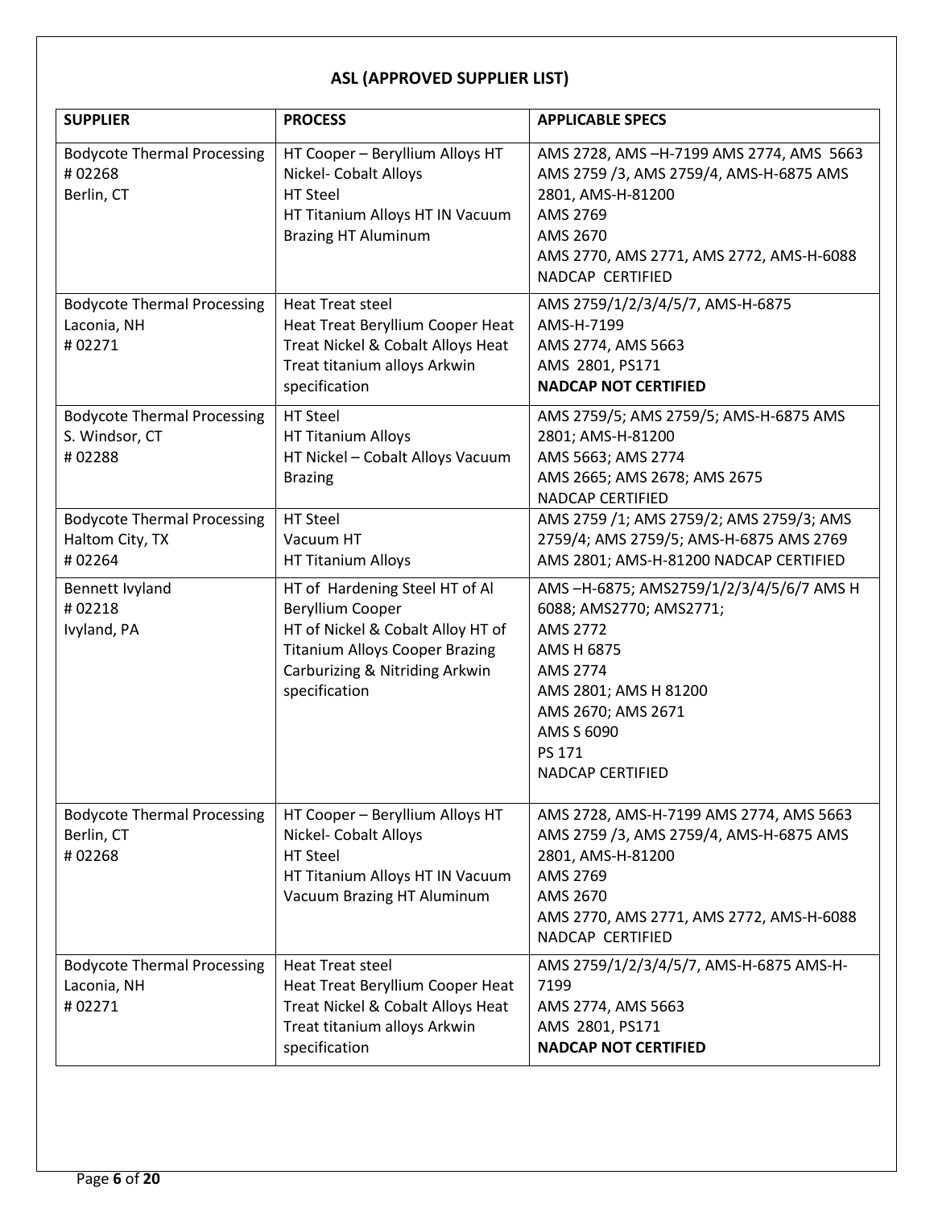## ASL (APPROVED SUPPLIER LIST)

| SUPPLIER | PROCESS | APPLICABLE SPECS |
|---|---|---|
| Bodycote Thermal Processing<br># 02268<br>Berlin, CT | HT Cooper – Beryllium Alloys HT Nickel- Cobalt Alloys<br>HT Steel<br>HT Titanium Alloys HT IN Vacuum Brazing HT Aluminum | AMS 2728, AMS –H-7199 AMS 2774, AMS 5663<br>AMS 2759 /3, AMS 2759/4, AMS-H-6875 AMS 2801, AMS-H-81200<br>AMS 2769<br>AMS 2670<br>AMS 2770, AMS 2771, AMS 2772, AMS-H-6088<br>NADCAP CERTIFIED |
| Bodycote Thermal Processing<br>Laconia, NH<br># 02271 | Heat Treat steel<br>Heat Treat Beryllium Cooper Heat Treat Nickel & Cobalt Alloys Heat Treat titanium alloys Arkwin specification | AMS 2759/1/2/3/4/5/7, AMS-H-6875<br>AMS-H-7199<br>AMS 2774, AMS 5663<br>AMS 2801, PS171<br>**NADCAP NOT CERTIFIED** |
| Bodycote Thermal Processing<br>S. Windsor, CT<br># 02288 | HT Steel<br>HT Titanium Alloys<br>HT Nickel – Cobalt Alloys Vacuum Brazing | AMS 2759/5; AMS 2759/5; AMS-H-6875 AMS 2801; AMS-H-81200<br>AMS 5663; AMS 2774<br>AMS 2665; AMS 2678; AMS 2675<br>NADCAP CERTIFIED |
| Bodycote Thermal Processing<br>Haltom City, TX<br># 02264 | HT Steel<br>Vacuum HT<br>HT Titanium Alloys | AMS 2759 /1; AMS 2759/2; AMS 2759/3; AMS 2759/4; AMS 2759/5; AMS-H-6875 AMS 2769 AMS 2801; AMS-H-81200 NADCAP CERTIFIED |
| Bennett Ivyland<br># 02218<br>Ivyland, PA | HT of Hardening Steel HT of Al Beryllium Cooper<br>HT of Nickel & Cobalt Alloy HT of Titanium Alloys Cooper Brazing Carburizing & Nitriding Arkwin specification | AMS –H-6875; AMS2759/1/2/3/4/5/6/7 AMS H 6088; AMS2770; AMS2771;<br>AMS 2772<br>AMS H 6875<br>AMS 2774<br>AMS 2801; AMS H 81200<br>AMS 2670; AMS 2671<br>AMS S 6090<br>PS 171<br>NADCAP CERTIFIED |
| Bodycote Thermal Processing<br>Berlin, CT<br># 02268 | HT Cooper – Beryllium Alloys HT Nickel- Cobalt Alloys<br>HT Steel<br>HT Titanium Alloys HT IN Vacuum Vacuum Brazing HT Aluminum | AMS 2728, AMS-H-7199 AMS 2774, AMS 5663<br>AMS 2759 /3, AMS 2759/4, AMS-H-6875 AMS 2801, AMS-H-81200<br>AMS 2769<br>AMS 2670<br>AMS 2770, AMS 2771, AMS 2772, AMS-H-6088<br>NADCAP CERTIFIED |
| Bodycote Thermal Processing<br>Laconia, NH<br># 02271 | Heat Treat steel<br>Heat Treat Beryllium Cooper Heat Treat Nickel & Cobalt Alloys Heat Treat titanium alloys Arkwin specification | AMS 2759/1/2/3/4/5/7, AMS-H-6875 AMS-H-7199<br>AMS 2774, AMS 5663<br>AMS 2801, PS171<br>**NADCAP NOT CERTIFIED** |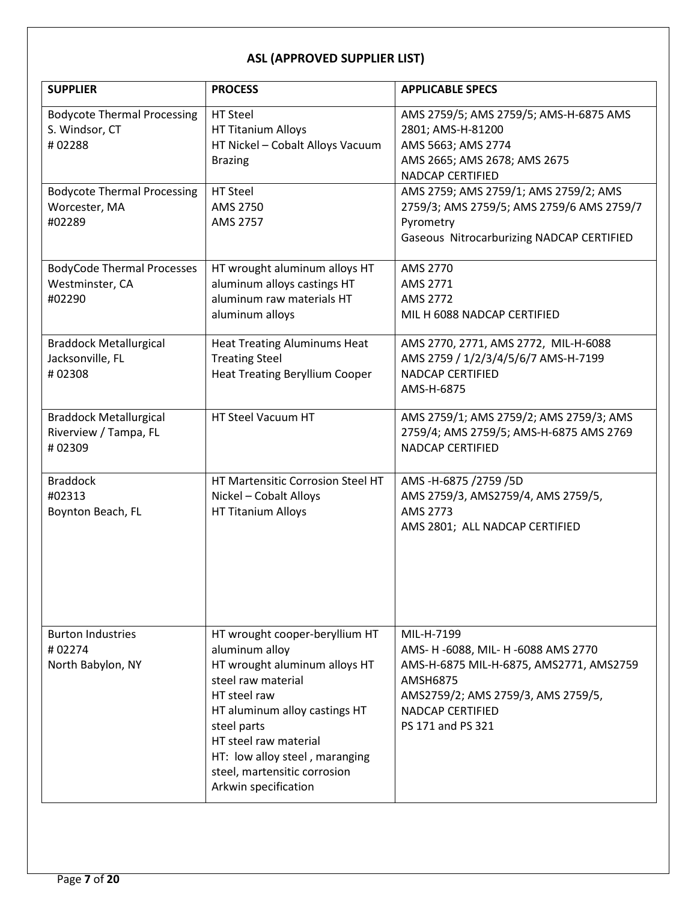## ASL (APPROVED SUPPLIER LIST)

| SUPPLIER | PROCESS | APPLICABLE SPECS |
|---|---|---|
| Bodycote Thermal Processing<br>S. Windsor, CT<br># 02288 | HT Steel<br>HT Titanium Alloys<br>HT Nickel – Cobalt Alloys Vacuum Brazing | AMS 2759/5; AMS 2759/5; AMS-H-6875 AMS 2801; AMS-H-81200<br>AMS 5663; AMS 2774<br>AMS 2665; AMS 2678; AMS 2675<br>NADCAP CERTIFIED |
| Bodycote Thermal Processing<br>Worcester, MA<br>#02289 | HT Steel<br>AMS 2750<br>AMS 2757 | AMS 2759; AMS 2759/1; AMS 2759/2; AMS 2759/3; AMS 2759/5; AMS 2759/6 AMS 2759/7<br>Pyrometry<br>Gaseous Nitrocarburizing NADCAP CERTIFIED |
| BodyCode Thermal Processes<br>Westminster, CA<br>#02290 | HT wrought aluminum alloys HT aluminum alloys castings HT aluminum raw materials HT aluminum alloys | AMS 2770<br>AMS 2771<br>AMS 2772<br>MIL H 6088 NADCAP CERTIFIED |
| Braddock Metallurgical<br>Jacksonville, FL<br># 02308 | Heat Treating Aluminums Heat Treating Steel<br>Heat Treating Beryllium Cooper | AMS 2770, 2771, AMS 2772, MIL-H-6088<br>AMS 2759 / 1/2/3/4/5/6/7 AMS-H-7199<br>NADCAP CERTIFIED<br>AMS-H-6875 |
| Braddock Metallurgical<br>Riverview / Tampa, FL<br># 02309 | HT Steel Vacuum HT | AMS 2759/1; AMS 2759/2; AMS 2759/3; AMS 2759/4; AMS 2759/5; AMS-H-6875 AMS 2769<br>NADCAP CERTIFIED |
| Braddock<br>#02313<br>Boynton Beach, FL | HT Martensitic Corrosion Steel HT Nickel – Cobalt Alloys<br>HT Titanium Alloys | AMS -H-6875 /2759 /5D<br>AMS 2759/3, AMS2759/4, AMS 2759/5,<br>AMS 2773<br>AMS 2801; ALL NADCAP CERTIFIED |
| Burton Industries<br># 02274<br>North Babylon, NY | HT wrought cooper-beryllium HT aluminum alloy<br>HT wrought aluminum alloys HT steel raw material<br>HT steel raw<br>HT aluminum alloy castings HT steel parts<br>HT steel raw material<br>HT: low alloy steel , maranging steel, martensitic corrosion<br>Arkwin specification | MIL-H-7199<br>AMS- H -6088, MIL- H -6088 AMS 2770<br>AMS-H-6875 MIL-H-6875, AMS2771, AMS2759<br>AMSH6875<br>AMS2759/2; AMS 2759/3, AMS 2759/5,<br>NADCAP CERTIFIED<br>PS 171 and PS 321 |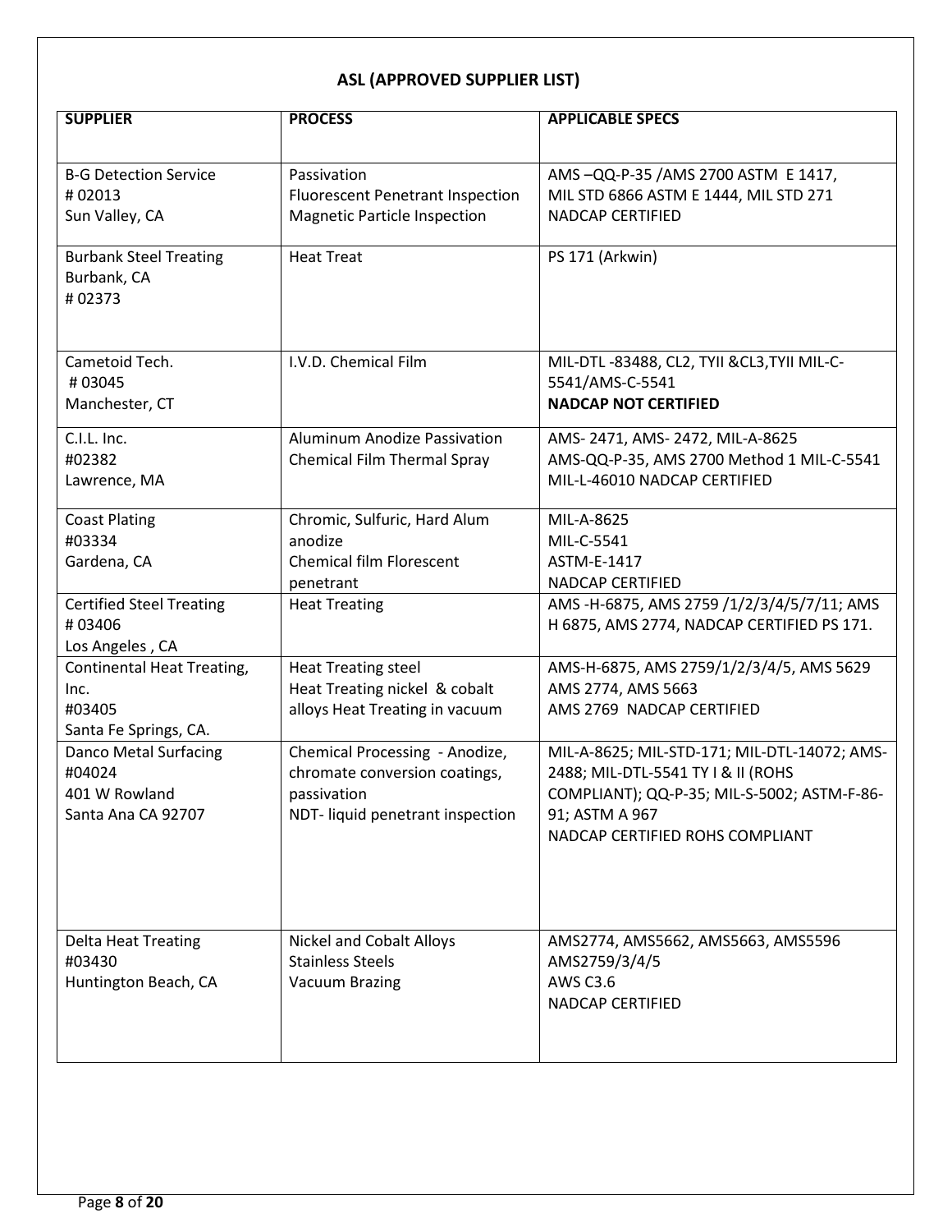## ASL (APPROVED SUPPLIER LIST)

| SUPPLIER | PROCESS | APPLICABLE SPECS |
|---|---|---|
| B-G Detection Service<br># 02013<br>Sun Valley, CA | Passivation<br>Fluorescent Penetrant Inspection<br>Magnetic Particle Inspection | AMS –QQ-P-35 /AMS 2700 ASTM E 1417,<br>MIL STD 6866 ASTM E 1444, MIL STD 271<br>NADCAP CERTIFIED |
| Burbank Steel Treating<br>Burbank, CA<br># 02373 | Heat Treat | PS 171 (Arkwin) |
| Cametoid Tech.<br># 03045<br>Manchester, CT | I.V.D. Chemical Film | MIL-DTL -83488, CL2, TYII &CL3,TYII MIL-C-5541/AMS-C-5541<br>**NADCAP NOT CERTIFIED** |
| C.I.L. Inc.<br>#02382<br>Lawrence, MA | Aluminum Anodize Passivation<br>Chemical Film Thermal Spray | AMS- 2471, AMS- 2472, MIL-A-8625<br>AMS-QQ-P-35, AMS 2700 Method 1 MIL-C-5541<br>MIL-L-46010 NADCAP CERTIFIED |
| Coast Plating<br>#03334<br>Gardena, CA | Chromic, Sulfuric, Hard Alum anodize<br>Chemical film Florescent penetrant | MIL-A-8625<br>MIL-C-5541<br>ASTM-E-1417<br>NADCAP CERTIFIED |
| Certified Steel Treating<br># 03406<br>Los Angeles , CA | Heat Treating | AMS -H-6875, AMS 2759 /1/2/3/4/5/7/11; AMS H 6875, AMS 2774, NADCAP CERTIFIED PS 171. |
| Continental Heat Treating, Inc.<br>#03405<br>Santa Fe Springs, CA. | Heat Treating steel<br>Heat Treating nickel & cobalt alloys Heat Treating in vacuum | AMS-H-6875, AMS 2759/1/2/3/4/5, AMS 5629<br>AMS 2774, AMS 5663<br>AMS 2769 NADCAP CERTIFIED |
| Danco Metal Surfacing<br>#04024<br>401 W Rowland<br>Santa Ana CA 92707 | Chemical Processing - Anodize, chromate conversion coatings, passivation<br>NDT- liquid penetrant inspection | MIL-A-8625; MIL-STD-171; MIL-DTL-14072; AMS-2488; MIL-DTL-5541 TY I & II (ROHS COMPLIANT); QQ-P-35; MIL-S-5002; ASTM-F-86-91; ASTM A 967<br>NADCAP CERTIFIED ROHS COMPLIANT |
| Delta Heat Treating<br>#03430<br>Huntington Beach, CA | Nickel and Cobalt Alloys<br>Stainless Steels<br>Vacuum Brazing | AMS2774, AMS5662, AMS5663, AMS5596<br>AMS2759/3/4/5<br>AWS C3.6<br>NADCAP CERTIFIED |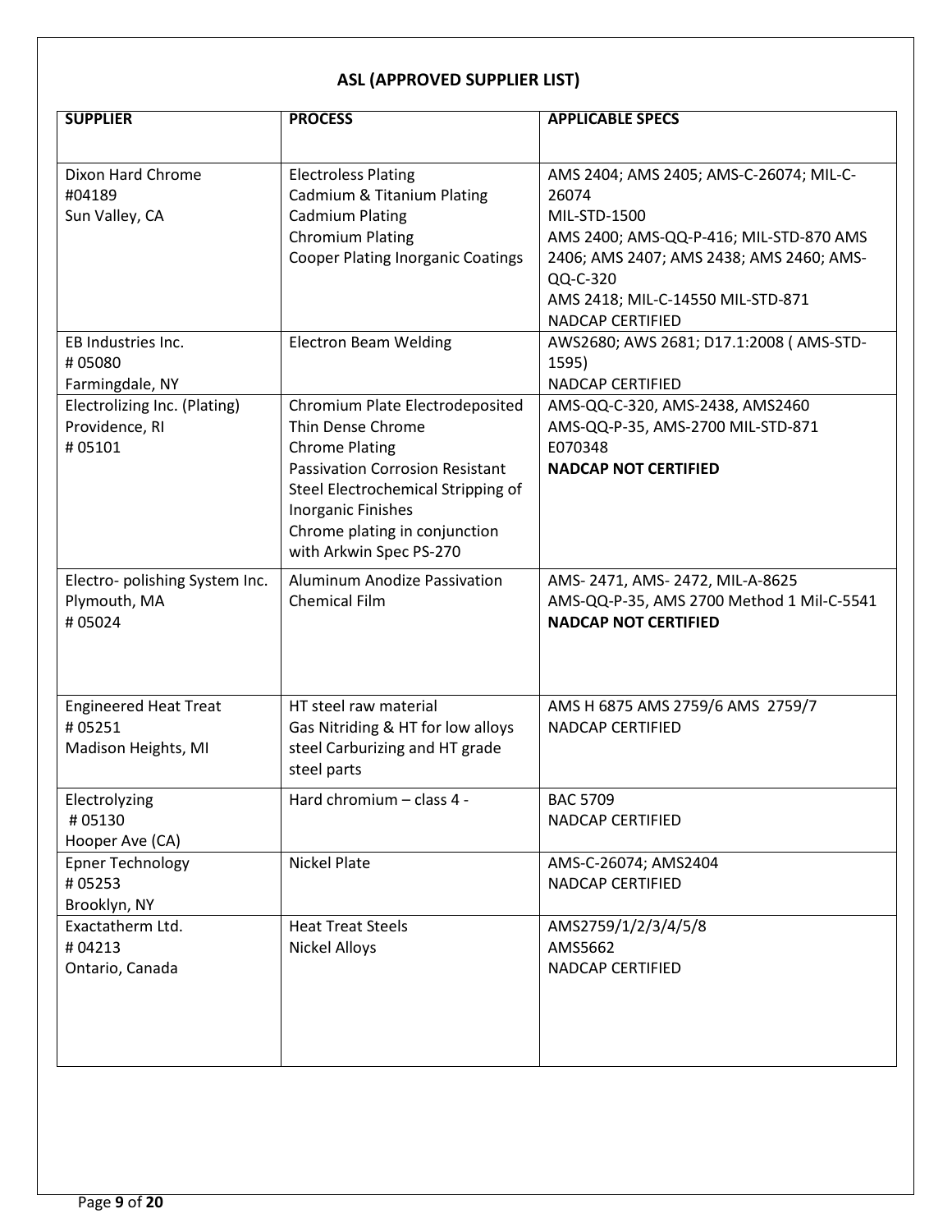## ASL (APPROVED SUPPLIER LIST)

| SUPPLIER | PROCESS | APPLICABLE SPECS |
|---|---|---|
| Dixon Hard Chrome<br>#04189<br>Sun Valley, CA | Electroless Plating<br>Cadmium & Titanium Plating<br>Cadmium Plating<br>Chromium Plating<br>Cooper Plating Inorganic Coatings | AMS 2404; AMS 2405; AMS-C-26074; MIL-C-26074<br>MIL-STD-1500<br>AMS 2400; AMS-QQ-P-416; MIL-STD-870 AMS 2406; AMS 2407; AMS 2438; AMS 2460; AMS-QQ-C-320<br>AMS 2418; MIL-C-14550 MIL-STD-871<br>NADCAP CERTIFIED |
| EB Industries Inc.<br># 05080<br>Farmingdale, NY | Electron Beam Welding | AWS2680; AWS 2681; D17.1:2008 ( AMS-STD-1595)<br>NADCAP CERTIFIED |
| Electrolizing Inc. (Plating)<br>Providence, RI<br># 05101 | Chromium Plate Electrodeposited<br>Thin Dense Chrome<br>Chrome Plating<br>Passivation Corrosion Resistant Steel Electrochemical Stripping of Inorganic Finishes<br>Chrome plating in conjunction with Arkwin Spec PS-270 | AMS-QQ-C-320, AMS-2438, AMS2460<br>AMS-QQ-P-35, AMS-2700 MIL-STD-871<br>E070348<br>**NADCAP NOT CERTIFIED** |
| Electro- polishing System Inc.<br>Plymouth, MA<br># 05024 | Aluminum Anodize Passivation<br>Chemical Film | AMS- 2471, AMS- 2472, MIL-A-8625<br>AMS-QQ-P-35, AMS 2700 Method 1 Mil-C-5541<br>**NADCAP NOT CERTIFIED** |
| Engineered Heat Treat<br># 05251<br>Madison Heights, MI | HT steel raw material<br>Gas Nitriding & HT for low alloys steel Carburizing and HT grade steel parts | AMS H 6875 AMS 2759/6 AMS 2759/7<br>NADCAP CERTIFIED |
| Electrolyzing<br># 05130<br>Hooper Ave (CA) | Hard chromium – class 4 - | BAC 5709<br>NADCAP CERTIFIED |
| Epner Technology<br># 05253<br>Brooklyn, NY | Nickel Plate | AMS-C-26074; AMS2404<br>NADCAP CERTIFIED |
| Exactatherm Ltd.<br># 04213<br>Ontario, Canada | Heat Treat Steels<br>Nickel Alloys | AMS2759/1/2/3/4/5/8<br>AMS5662<br>NADCAP CERTIFIED |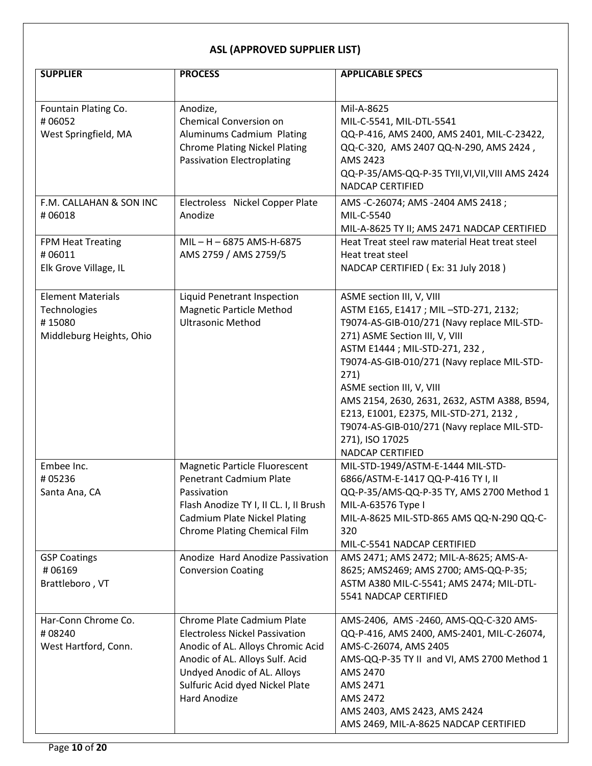# ASL (APPROVED SUPPLIER LIST)

| SUPPLIER | PROCESS | APPLICABLE SPECS |
|---|---|---|
| Fountain Plating Co.<br># 06052<br>West Springfield, MA | Anodize,<br>Chemical Conversion on Aluminums Cadmium Plating Chrome Plating Nickel Plating Passivation Electroplating | Mil-A-8625<br>MIL-C-5541, MIL-DTL-5541<br>QQ-P-416, AMS 2400, AMS 2401, MIL-C-23422, QQ-C-320, AMS 2407 QQ-N-290, AMS 2424 , AMS 2423<br>QQ-P-35/AMS-QQ-P-35 TYII,VI,VII,VIII AMS 2424<br>NADCAP CERTIFIED |
| F.M. CALLAHAN & SON INC<br># 06018 | Electroless Nickel Copper Plate Anodize | AMS -C-26074; AMS -2404 AMS 2418 ;<br>MIL-C-5540<br>MIL-A-8625 TY II; AMS 2471 NADCAP CERTIFIED |
| FPM Heat Treating<br># 06011<br>Elk Grove Village, IL | MIL – H – 6875 AMS-H-6875<br>AMS 2759 / AMS 2759/5 | Heat Treat steel raw material Heat treat steel Heat treat steel<br>NADCAP CERTIFIED ( Ex: 31 July 2018 ) |
| Element Materials Technologies<br># 15080<br>Middleburg Heights, Ohio | Liquid Penetrant Inspection<br>Magnetic Particle Method<br>Ultrasonic Method | ASME section III, V, VIII<br>ASTM E165, E1417 ; MIL –STD-271, 2132;<br>T9074-AS-GIB-010/271 (Navy replace MIL-STD-271) ASME Section III, V, VIII<br>ASTM E1444 ; MIL-STD-271, 232 ,<br>T9074-AS-GIB-010/271 (Navy replace MIL-STD-271)<br>ASME section III, V, VIII<br>AMS 2154, 2630, 2631, 2632, ASTM A388, B594, E213, E1001, E2375, MIL-STD-271, 2132 , T9074-AS-GIB-010/271 (Navy replace MIL-STD-271), ISO 17025<br>NADCAP CERTIFIED |
| Embee Inc.<br># 05236<br>Santa Ana, CA | Magnetic Particle Fluorescent Penetrant Cadmium Plate Passivation<br>Flash Anodize TY I, II CL. I, II Brush Cadmium Plate Nickel Plating Chrome Plating Chemical Film | MIL-STD-1949/ASTM-E-1444 MIL-STD-6866/ASTM-E-1417 QQ-P-416 TY I, II<br>QQ-P-35/AMS-QQ-P-35 TY, AMS 2700 Method 1<br>MIL-A-63576 Type I<br>MIL-A-8625 MIL-STD-865 AMS QQ-N-290 QQ-C-320<br>MIL-C-5541 NADCAP CERTIFIED |
| GSP Coatings<br># 06169<br>Brattleboro , VT | Anodize Hard Anodize Passivation Conversion Coating | AMS 2471; AMS 2472; MIL-A-8625; AMS-A-8625; AMS2469; AMS 2700; AMS-QQ-P-35; ASTM A380 MIL-C-5541; AMS 2474; MIL-DTL-5541 NADCAP CERTIFIED |
| Har-Conn Chrome Co.<br># 08240<br>West Hartford, Conn. | Chrome Plate Cadmium Plate Electroless Nickel Passivation Anodic of AL. Alloys Chromic Acid Anodic of AL. Alloys Sulf. Acid Undyed Anodic of AL. Alloys Sulfuric Acid dyed Nickel Plate Hard Anodize | AMS-2406, AMS -2460, AMS-QQ-C-320 AMS-QQ-P-416, AMS 2400, AMS-2401, MIL-C-26074, AMS-C-26074, AMS 2405<br>AMS-QQ-P-35 TY II and VI, AMS 2700 Method 1<br>AMS 2470<br>AMS 2471<br>AMS 2472<br>AMS 2403, AMS 2423, AMS 2424<br>AMS 2469, MIL-A-8625 NADCAP CERTIFIED |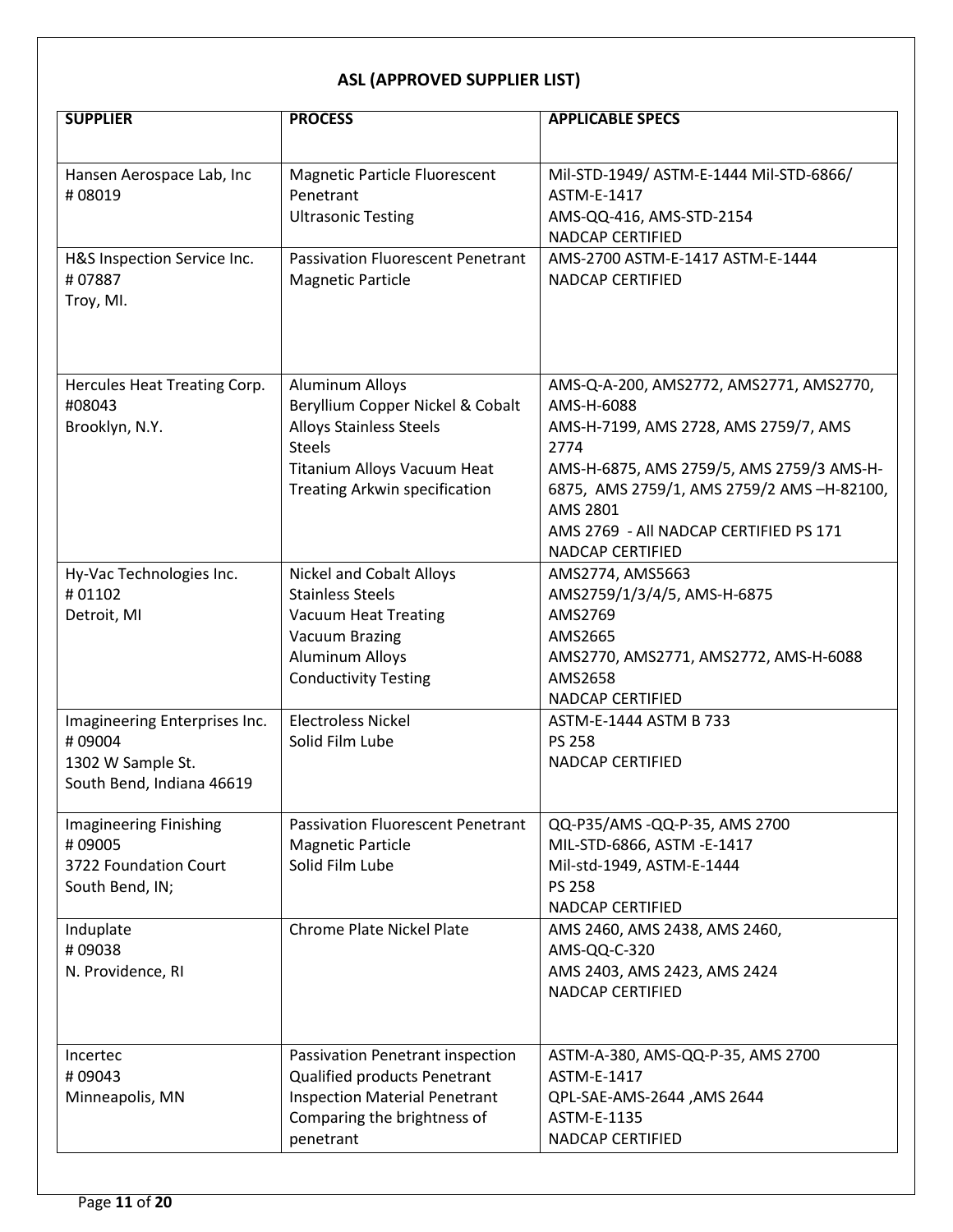## ASL (APPROVED SUPPLIER LIST)

| SUPPLIER | PROCESS | APPLICABLE SPECS |
|---|---|---|
| Hansen Aerospace Lab, Inc<br># 08019 | Magnetic Particle Fluorescent Penetrant<br>Ultrasonic Testing | Mil-STD-1949/ ASTM-E-1444 Mil-STD-6866/ ASTM-E-1417<br>AMS-QQ-416, AMS-STD-2154<br>NADCAP CERTIFIED |
| H&S Inspection Service Inc.<br># 07887<br>Troy, MI. | Passivation Fluorescent Penetrant<br>Magnetic Particle | AMS-2700 ASTM-E-1417 ASTM-E-1444<br>NADCAP CERTIFIED |
| Hercules Heat Treating Corp.<br>#08043<br>Brooklyn, N.Y. | Aluminum Alloys<br>Beryllium Copper Nickel & Cobalt Alloys Stainless Steels<br>Steels<br>Titanium Alloys Vacuum Heat Treating Arkwin specification | AMS-Q-A-200, AMS2772, AMS2771, AMS2770, AMS-H-6088<br>AMS-H-7199, AMS 2728, AMS 2759/7, AMS 2774<br>AMS-H-6875, AMS 2759/5, AMS 2759/3 AMS-H-6875, AMS 2759/1, AMS 2759/2 AMS –H-82100, AMS 2801<br>AMS 2769 - All NADCAP CERTIFIED PS 171<br>NADCAP CERTIFIED |
| Hy-Vac Technologies Inc.<br># 01102<br>Detroit, MI | Nickel and Cobalt Alloys<br>Stainless Steels<br>Vacuum Heat Treating<br>Vacuum Brazing<br>Aluminum Alloys<br>Conductivity Testing | AMS2774, AMS5663<br>AMS2759/1/3/4/5, AMS-H-6875<br>AMS2769<br>AMS2665<br>AMS2770, AMS2771, AMS2772, AMS-H-6088<br>AMS2658<br>NADCAP CERTIFIED |
| Imagineering Enterprises Inc.<br># 09004<br>1302 W Sample St.<br>South Bend, Indiana 46619 | Electroless Nickel<br>Solid Film Lube | ASTM-E-1444 ASTM B 733<br>PS 258<br>NADCAP CERTIFIED |
| Imagineering Finishing<br># 09005<br>3722 Foundation Court<br>South Bend, IN; | Passivation Fluorescent Penetrant<br>Magnetic Particle<br>Solid Film Lube | QQ-P35/AMS -QQ-P-35, AMS 2700<br>MIL-STD-6866, ASTM -E-1417<br>Mil-std-1949, ASTM-E-1444<br>PS 258<br>NADCAP CERTIFIED |
| Induplate<br># 09038<br>N. Providence, RI | Chrome Plate Nickel Plate | AMS 2460, AMS 2438, AMS 2460,<br>AMS-QQ-C-320<br>AMS 2403, AMS 2423, AMS 2424<br>NADCAP CERTIFIED |
| Incertec<br># 09043<br>Minneapolis, MN | Passivation Penetrant inspection<br>Qualified products Penetrant Inspection Material Penetrant Comparing the brightness of penetrant | ASTM-A-380, AMS-QQ-P-35, AMS 2700<br>ASTM-E-1417<br>QPL-SAE-AMS-2644 ,AMS 2644<br>ASTM-E-1135<br>NADCAP CERTIFIED |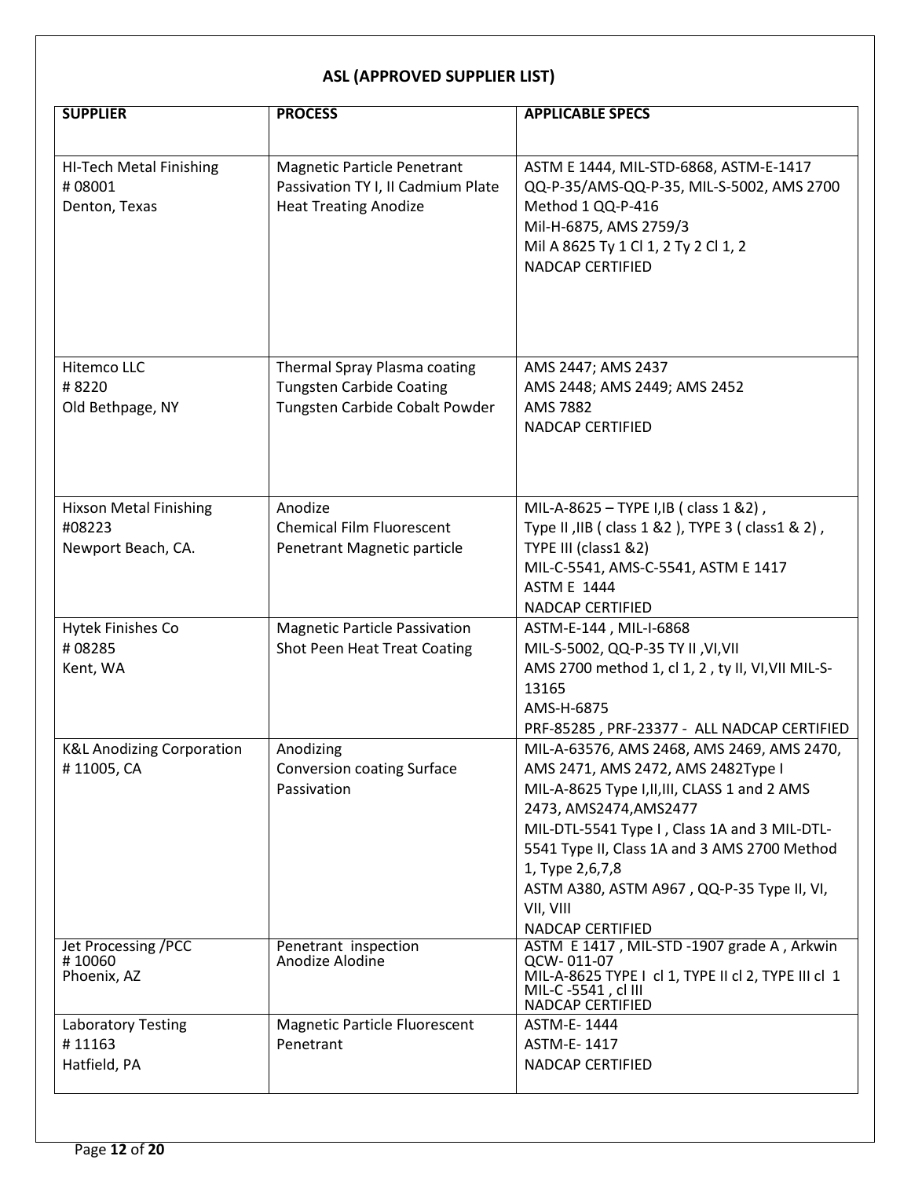## ASL (APPROVED SUPPLIER LIST)

| SUPPLIER | PROCESS | APPLICABLE SPECS |
| --- | --- | --- |
| HI-Tech Metal Finishing<br># 08001<br>Denton, Texas | Magnetic Particle Penetrant Passivation TY I, II Cadmium Plate Heat Treating Anodize | ASTM E 1444, MIL-STD-6868, ASTM-E-1417<br>QQ-P-35/AMS-QQ-P-35, MIL-S-5002, AMS 2700 Method 1 QQ-P-416<br>Mil-H-6875, AMS 2759/3<br>Mil A 8625 Ty 1 Cl 1, 2 Ty 2 Cl 1, 2<br>NADCAP CERTIFIED |
| Hitemco LLC<br># 8220<br>Old Bethpage, NY | Thermal Spray Plasma coating<br>Tungsten Carbide Coating<br>Tungsten Carbide Cobalt Powder | AMS 2447; AMS 2437<br>AMS 2448; AMS 2449; AMS 2452<br>AMS 7882<br>NADCAP CERTIFIED |
| Hixson Metal Finishing<br>#08223<br>Newport Beach, CA. | Anodize<br>Chemical Film Fluorescent Penetrant Magnetic particle | MIL-A-8625 – TYPE I,IB ( class 1 &2) ,<br>Type II ,IIB ( class 1 &2 ), TYPE 3 ( class1 & 2) ,<br>TYPE III (class1 &2)<br>MIL-C-5541, AMS-C-5541, ASTM E 1417<br>ASTM E 1444<br>NADCAP CERTIFIED |
| Hytek Finishes Co<br># 08285<br>Kent, WA | Magnetic Particle Passivation<br>Shot Peen Heat Treat Coating | ASTM-E-144 , MIL-I-6868<br>MIL-S-5002, QQ-P-35 TY II ,VI,VII<br>AMS 2700 method 1, cl 1, 2 , ty II, VI,VII MIL-S-13165<br>AMS-H-6875<br>PRF-85285 , PRF-23377 - ALL NADCAP CERTIFIED |
| K&L Anodizing Corporation<br># 11005, CA | Anodizing<br>Conversion coating Surface Passivation | MIL-A-63576, AMS 2468, AMS 2469, AMS 2470, AMS 2471, AMS 2472, AMS 2482Type I<br>MIL-A-8625 Type I,II,III, CLASS 1 and 2 AMS 2473, AMS2474,AMS2477<br>MIL-DTL-5541 Type I , Class 1A and 3 MIL-DTL-5541 Type II, Class 1A and 3 AMS 2700 Method 1, Type 2,6,7,8<br>ASTM A380, ASTM A967 , QQ-P-35 Type II, VI, VII, VIII<br>NADCAP CERTIFIED |
| Jet Processing /PCC<br># 10060<br>Phoenix, AZ | Penetrant inspection<br>Anodize Alodine | ASTM E 1417 , MIL-STD -1907 grade A , Arkwin QCW- 011-07<br>MIL-A-8625 TYPE I cl 1, TYPE II cl 2, TYPE III cl 1<br>MIL-C -5541 , cl III<br>NADCAP CERTIFIED |
| Laboratory Testing<br># 11163<br>Hatfield, PA | Magnetic Particle Fluorescent Penetrant | ASTM-E- 1444<br>ASTM-E- 1417<br>NADCAP CERTIFIED |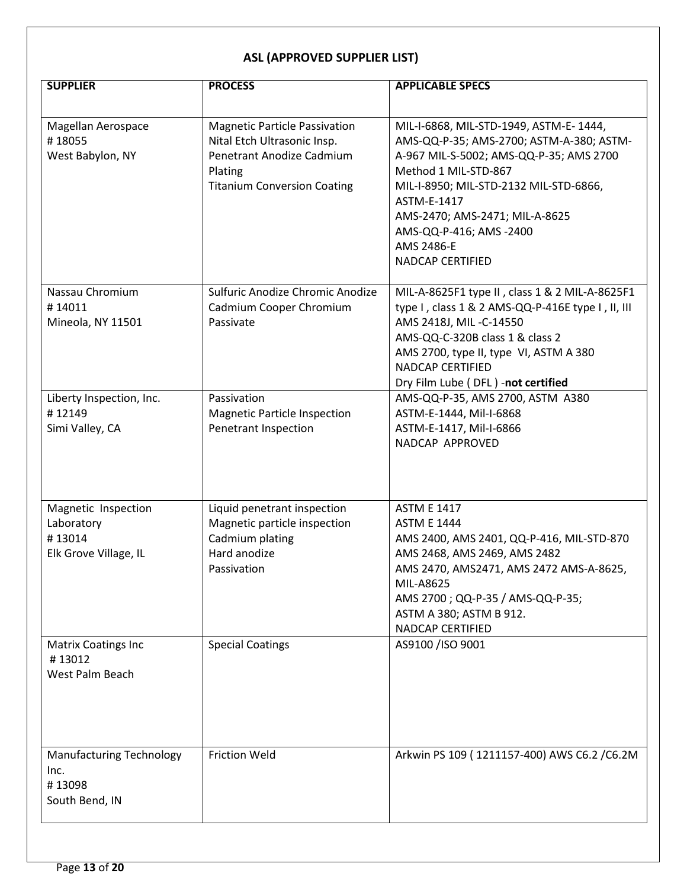## ASL (APPROVED SUPPLIER LIST)

| SUPPLIER | PROCESS | APPLICABLE SPECS |
|---|---|---|
| Magellan Aerospace<br># 18055<br>West Babylon, NY | Magnetic Particle Passivation<br>Nital Etch Ultrasonic Insp.<br>Penetrant Anodize Cadmium Plating<br>Titanium Conversion Coating | MIL-I-6868, MIL-STD-1949, ASTM-E- 1444, AMS-QQ-P-35; AMS-2700; ASTM-A-380; ASTM-A-967 MIL-S-5002; AMS-QQ-P-35; AMS 2700 Method 1 MIL-STD-867<br>MIL-I-8950; MIL-STD-2132 MIL-STD-6866, ASTM-E-1417<br>AMS-2470; AMS-2471; MIL-A-8625<br>AMS-QQ-P-416; AMS -2400<br>AMS 2486-E<br>NADCAP CERTIFIED |
| Nassau Chromium<br># 14011<br>Mineola, NY 11501 | Sulfuric Anodize Chromic Anodize Cadmium Cooper Chromium Passivate | MIL-A-8625F1 type II , class 1 & 2 MIL-A-8625F1 type I , class 1 & 2 AMS-QQ-P-416E type I , II, III AMS 2418J, MIL -C-14550<br>AMS-QQ-C-320B class 1 & class 2<br>AMS 2700, type II, type VI, ASTM A 380<br>NADCAP CERTIFIED<br>Dry Film Lube ( DFL ) -**not certified** |
| Liberty Inspection, Inc.<br># 12149<br>Simi Valley, CA | Passivation<br>Magnetic Particle Inspection<br>Penetrant Inspection | AMS-QQ-P-35, AMS 2700, ASTM A380<br>ASTM-E-1444, Mil-I-6868<br>ASTM-E-1417, Mil-I-6866<br>NADCAP APPROVED |
| Magnetic Inspection Laboratory<br># 13014<br>Elk Grove Village, IL | Liquid penetrant inspection<br>Magnetic particle inspection<br>Cadmium plating<br>Hard anodize<br>Passivation | ASTM E 1417<br>ASTM E 1444<br>AMS 2400, AMS 2401, QQ-P-416, MIL-STD-870<br>AMS 2468, AMS 2469, AMS 2482<br>AMS 2470, AMS2471, AMS 2472 AMS-A-8625, MIL-A8625<br>AMS 2700 ; QQ-P-35 / AMS-QQ-P-35;<br>ASTM A 380; ASTM B 912.<br>NADCAP CERTIFIED |
| Matrix Coatings Inc<br># 13012<br>West Palm Beach | Special Coatings | AS9100 /ISO 9001 |
| Manufacturing Technology Inc.<br># 13098<br>South Bend, IN | Friction Weld | Arkwin PS 109 ( 1211157-400) AWS C6.2 /C6.2M |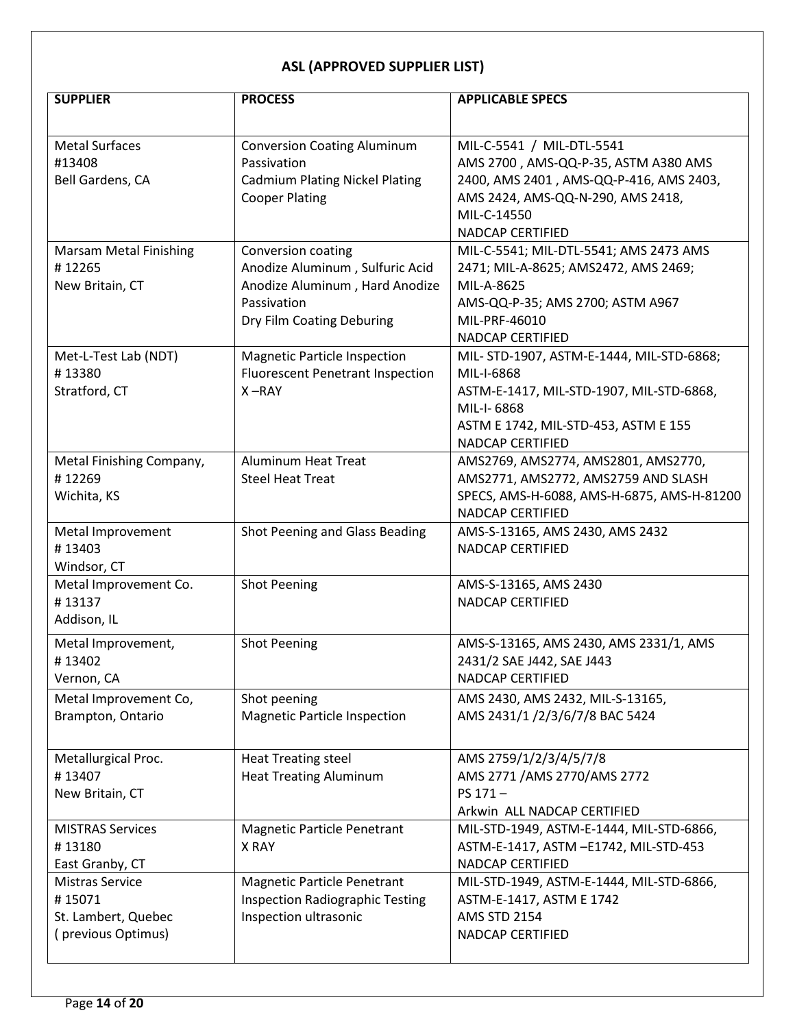## ASL (APPROVED SUPPLIER LIST)

| SUPPLIER | PROCESS | APPLICABLE SPECS |
|---|---|---|
| Metal Surfaces<br>#13408<br>Bell Gardens, CA | Conversion Coating Aluminum<br>Passivation<br>Cadmium Plating Nickel Plating<br>Cooper Plating | MIL-C-5541 / MIL-DTL-5541<br>AMS 2700 , AMS-QQ-P-35, ASTM A380 AMS 2400, AMS 2401 , AMS-QQ-P-416, AMS 2403, AMS 2424, AMS-QQ-N-290, AMS 2418, MIL-C-14550<br>NADCAP CERTIFIED |
| Marsam Metal Finishing<br># 12265<br>New Britain, CT | Conversion coating<br>Anodize Aluminum , Sulfuric Acid<br>Anodize Aluminum , Hard Anodize<br>Passivation<br>Dry Film Coating Deburing | MIL-C-5541; MIL-DTL-5541; AMS 2473 AMS 2471; MIL-A-8625; AMS2472, AMS 2469; MIL-A-8625<br>AMS-QQ-P-35; AMS 2700; ASTM A967<br>MIL-PRF-46010<br>NADCAP CERTIFIED |
| Met-L-Test Lab (NDT)<br># 13380<br>Stratford, CT | Magnetic Particle Inspection<br>Fluorescent Penetrant Inspection<br>X –RAY | MIL- STD-1907, ASTM-E-1444, MIL-STD-6868; MIL-I-6868<br>ASTM-E-1417, MIL-STD-1907, MIL-STD-6868, MIL-I- 6868<br>ASTM E 1742, MIL-STD-453, ASTM E 155<br>NADCAP CERTIFIED |
| Metal Finishing Company,<br># 12269<br>Wichita, KS | Aluminum Heat Treat<br>Steel Heat Treat | AMS2769, AMS2774, AMS2801, AMS2770, AMS2771, AMS2772, AMS2759 AND SLASH SPECS, AMS-H-6088, AMS-H-6875, AMS-H-81200<br>NADCAP CERTIFIED |
| Metal Improvement<br># 13403<br>Windsor, CT | Shot Peening and Glass Beading | AMS-S-13165, AMS 2430, AMS 2432<br>NADCAP CERTIFIED |
| Metal Improvement Co.<br># 13137<br>Addison, IL | Shot Peening | AMS-S-13165, AMS 2430<br>NADCAP CERTIFIED |
| Metal Improvement,<br># 13402<br>Vernon, CA | Shot Peening | AMS-S-13165, AMS 2430, AMS 2331/1, AMS 2431/2 SAE J442, SAE J443<br>NADCAP CERTIFIED |
| Metal Improvement Co,<br>Brampton, Ontario | Shot peening<br>Magnetic Particle Inspection | AMS 2430, AMS 2432, MIL-S-13165,<br>AMS 2431/1 /2/3/6/7/8 BAC 5424 |
| Metallurgical Proc.<br># 13407<br>New Britain, CT | Heat Treating steel<br>Heat Treating Aluminum | AMS 2759/1/2/3/4/5/7/8<br>AMS 2771 /AMS 2770/AMS 2772<br>PS 171 –<br>Arkwin ALL NADCAP CERTIFIED |
| MISTRAS Services<br># 13180<br>East Granby, CT | Magnetic Particle Penetrant<br>X RAY | MIL-STD-1949, ASTM-E-1444, MIL-STD-6866, ASTM-E-1417, ASTM –E1742, MIL-STD-453<br>NADCAP CERTIFIED |
| Mistras Service<br># 15071<br>St. Lambert, Quebec<br>( previous Optimus) | Magnetic Particle Penetrant<br>Inspection Radiographic Testing<br>Inspection ultrasonic | MIL-STD-1949, ASTM-E-1444, MIL-STD-6866, ASTM-E-1417, ASTM E 1742<br>AMS STD 2154<br>NADCAP CERTIFIED |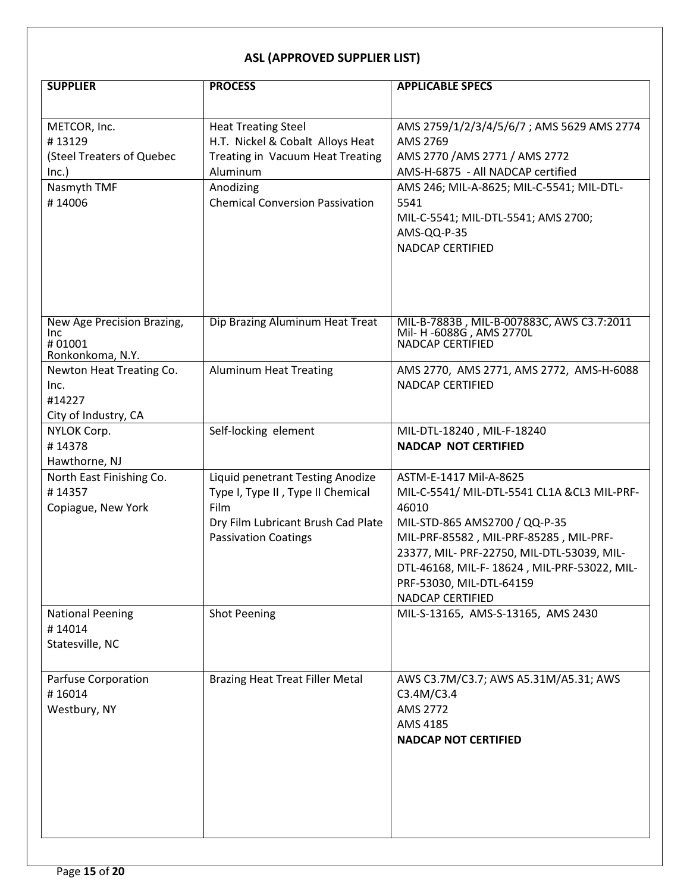## ASL (APPROVED SUPPLIER LIST)

| SUPPLIER | PROCESS | APPLICABLE SPECS |
|---|---|---|
| METCOR, Inc.<br># 13129<br>(Steel Treaters of Quebec Inc.) | Heat Treating Steel<br>H.T. Nickel & Cobalt Alloys Heat Treating in Vacuum Heat Treating Aluminum | AMS 2759/1/2/3/4/5/6/7 ; AMS 5629 AMS 2774<br>AMS 2769<br>AMS 2770 /AMS 2771 / AMS 2772<br>AMS-H-6875 - All NADCAP certified |
| Nasmyth TMF<br># 14006 | Anodizing<br>Chemical Conversion Passivation | AMS 246; MIL-A-8625; MIL-C-5541; MIL-DTL-5541<br>MIL-C-5541; MIL-DTL-5541; AMS 2700;<br>AMS-QQ-P-35<br>NADCAP CERTIFIED |
| New Age Precision Brazing, Inc<br># 01001<br>Ronkonkoma, N.Y. | Dip Brazing Aluminum Heat Treat | MIL-B-7883B , MIL-B-007883C, AWS C3.7:2011<br>Mil- H -6088G , AMS 2770L<br>NADCAP CERTIFIED |
| Newton Heat Treating Co. Inc.<br>#14227<br>City of Industry, CA | Aluminum Heat Treating | AMS 2770, AMS 2771, AMS 2772, AMS-H-6088<br>NADCAP CERTIFIED |
| NYLOK Corp.<br># 14378<br>Hawthorne, NJ | Self-locking element | MIL-DTL-18240 , MIL-F-18240<br>**NADCAP NOT CERTIFIED** |
| North East Finishing Co.<br># 14357<br>Copiague, New York | Liquid penetrant Testing Anodize Type I, Type II , Type II Chemical Film<br>Dry Film Lubricant Brush Cad Plate<br>Passivation Coatings | ASTM-E-1417 Mil-A-8625<br>MIL-C-5541/ MIL-DTL-5541 CL1A &CL3 MIL-PRF-46010<br>MIL-STD-865 AMS2700 / QQ-P-35<br>MIL-PRF-85582 , MIL-PRF-85285 , MIL-PRF-23377, MIL- PRF-22750, MIL-DTL-53039, MIL-DTL-46168, MIL-F- 18624 , MIL-PRF-53022, MIL-PRF-53030, MIL-DTL-64159<br>NADCAP CERTIFIED |
| National Peening<br># 14014<br>Statesville, NC | Shot Peening | MIL-S-13165, AMS-S-13165, AMS 2430 |
| Parfuse Corporation<br># 16014<br>Westbury, NY | Brazing Heat Treat Filler Metal | AWS C3.7M/C3.7; AWS A5.31M/A5.31; AWS C3.4M/C3.4<br>AMS 2772<br>AMS 4185<br>**NADCAP NOT CERTIFIED** |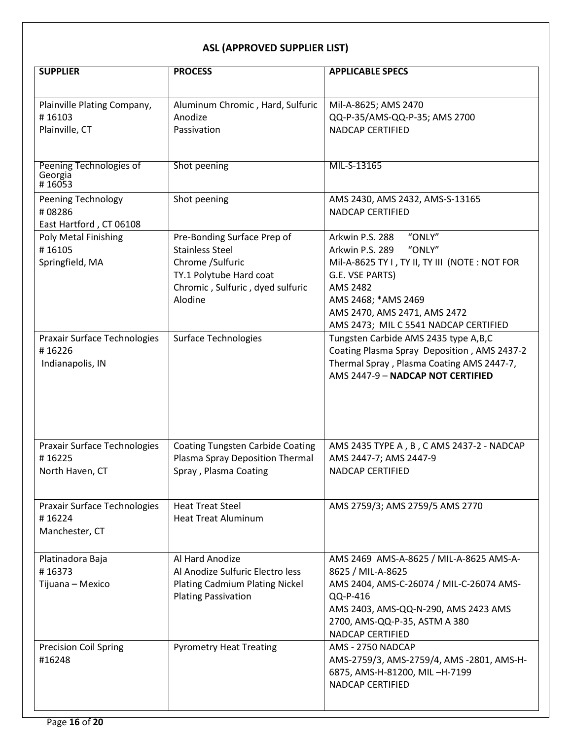## ASL (APPROVED SUPPLIER LIST)

| SUPPLIER | PROCESS | APPLICABLE SPECS |
|---|---|---|
| Plainville Plating Company,<br># 16103<br>Plainville, CT | Aluminum Chromic , Hard, Sulfuric Anodize<br>Passivation | Mil-A-8625; AMS 2470<br>QQ-P-35/AMS-QQ-P-35; AMS 2700<br>NADCAP CERTIFIED |
| Peening Technologies of Georgia<br># 16053 | Shot peening | MIL-S-13165 |
| Peening Technology<br># 08286<br>East Hartford , CT 06108 | Shot peening | AMS 2430, AMS 2432, AMS-S-13165<br>NADCAP CERTIFIED |
| Poly Metal Finishing<br># 16105<br>Springfield, MA | Pre-Bonding Surface Prep of Stainless Steel<br>Chrome /Sulfuric<br>TY.1 Polytube Hard coat<br>Chromic , Sulfuric , dyed sulfuric<br>Alodine | Arkwin P.S. 288 "ONLY"<br>Arkwin P.S. 289 "ONLY"<br>Mil-A-8625 TY I , TY II, TY III (NOTE : NOT FOR G.E. VSE PARTS)<br>AMS 2482<br>AMS 2468; *AMS 2469<br>AMS 2470, AMS 2471, AMS 2472<br>AMS 2473; MIL C 5541 NADCAP CERTIFIED |
| Praxair Surface Technologies<br># 16226<br>Indianapolis, IN | Surface Technologies | Tungsten Carbide AMS 2435 type A,B,C<br>Coating Plasma Spray Deposition , AMS 2437-2<br>Thermal Spray , Plasma Coating AMS 2447-7,<br>AMS 2447-9 – **NADCAP NOT CERTIFIED** |
| Praxair Surface Technologies<br># 16225<br>North Haven, CT | Coating Tungsten Carbide Coating Plasma Spray Deposition Thermal Spray , Plasma Coating | AMS 2435 TYPE A , B , C AMS 2437-2 - NADCAP<br>AMS 2447-7; AMS 2447-9<br>NADCAP CERTIFIED |
| Praxair Surface Technologies<br># 16224<br>Manchester, CT | Heat Treat Steel<br>Heat Treat Aluminum | AMS 2759/3; AMS 2759/5 AMS 2770 |
| Platinadora Baja<br># 16373<br>Tijuana – Mexico | Al Hard Anodize<br>Al Anodize Sulfuric Electro less Plating Cadmium Plating Nickel Plating Passivation | AMS 2469 AMS-A-8625 / MIL-A-8625 AMS-A-8625 / MIL-A-8625<br>AMS 2404, AMS-C-26074 / MIL-C-26074 AMS-QQ-P-416<br>AMS 2403, AMS-QQ-N-290, AMS 2423 AMS 2700, AMS-QQ-P-35, ASTM A 380<br>NADCAP CERTIFIED |
| Precision Coil Spring<br>#16248 | Pyrometry Heat Treating | AMS - 2750 NADCAP<br>AMS-2759/3, AMS-2759/4, AMS -2801, AMS-H-6875, AMS-H-81200, MIL –H-7199<br>NADCAP CERTIFIED |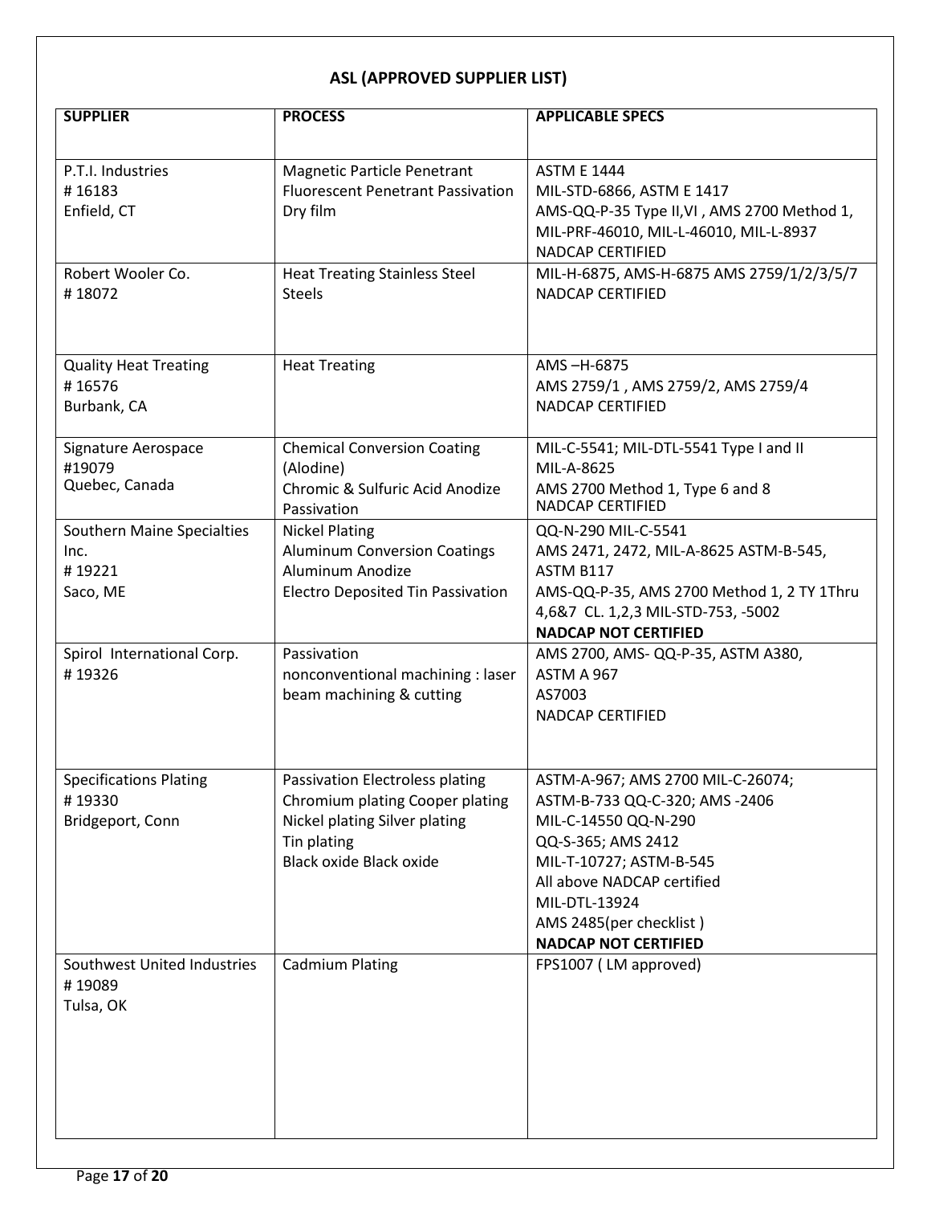## ASL (APPROVED SUPPLIER LIST)

| SUPPLIER | PROCESS | APPLICABLE SPECS |
|---|---|---|
| P.T.I. Industries<br># 16183<br>Enfield, CT | Magnetic Particle Penetrant<br>Fluorescent Penetrant Passivation<br>Dry film | ASTM E 1444<br>MIL-STD-6866, ASTM E 1417<br>AMS-QQ-P-35 Type II,VI , AMS 2700 Method 1, MIL-PRF-46010, MIL-L-46010, MIL-L-8937<br>NADCAP CERTIFIED |
| Robert Wooler Co.<br># 18072 | Heat Treating Stainless Steel Steels | MIL-H-6875, AMS-H-6875 AMS 2759/1/2/3/5/7<br>NADCAP CERTIFIED |
| Quality Heat Treating<br># 16576<br>Burbank, CA | Heat Treating | AMS –H-6875<br>AMS 2759/1 , AMS 2759/2, AMS 2759/4<br>NADCAP CERTIFIED |
| Signature Aerospace<br>#19079<br>Quebec, Canada | Chemical Conversion Coating (Alodine)<br>Chromic & Sulfuric Acid Anodize<br>Passivation | MIL-C-5541; MIL-DTL-5541 Type I and II<br>MIL-A-8625<br>AMS 2700 Method 1, Type 6 and 8<br>NADCAP CERTIFIED |
| Southern Maine Specialties Inc.<br># 19221<br>Saco, ME | Nickel Plating<br>Aluminum Conversion Coatings<br>Aluminum Anodize<br>Electro Deposited Tin Passivation | QQ-N-290 MIL-C-5541<br>AMS 2471, 2472, MIL-A-8625 ASTM-B-545, ASTM B117<br>AMS-QQ-P-35, AMS 2700 Method 1, 2 TY 1Thru 4,6&7 CL. 1,2,3 MIL-STD-753, -5002<br>**NADCAP NOT CERTIFIED** |
| Spirol International Corp.<br># 19326 | Passivation<br>nonconventional machining : laser beam machining & cutting | AMS 2700, AMS- QQ-P-35, ASTM A380, ASTM A 967<br>AS7003<br>NADCAP CERTIFIED |
| Specifications Plating<br># 19330<br>Bridgeport, Conn | Passivation Electroless plating<br>Chromium plating Cooper plating<br>Nickel plating Silver plating<br>Tin plating<br>Black oxide Black oxide | ASTM-A-967; AMS 2700 MIL-C-26074;<br>ASTM-B-733 QQ-C-320; AMS -2406<br>MIL-C-14550 QQ-N-290<br>QQ-S-365; AMS 2412<br>MIL-T-10727; ASTM-B-545<br>All above NADCAP certified<br>MIL-DTL-13924<br>AMS 2485(per checklist )<br>**NADCAP NOT CERTIFIED** |
| Southwest United Industries<br># 19089<br>Tulsa, OK | Cadmium Plating | FPS1007 ( LM approved) |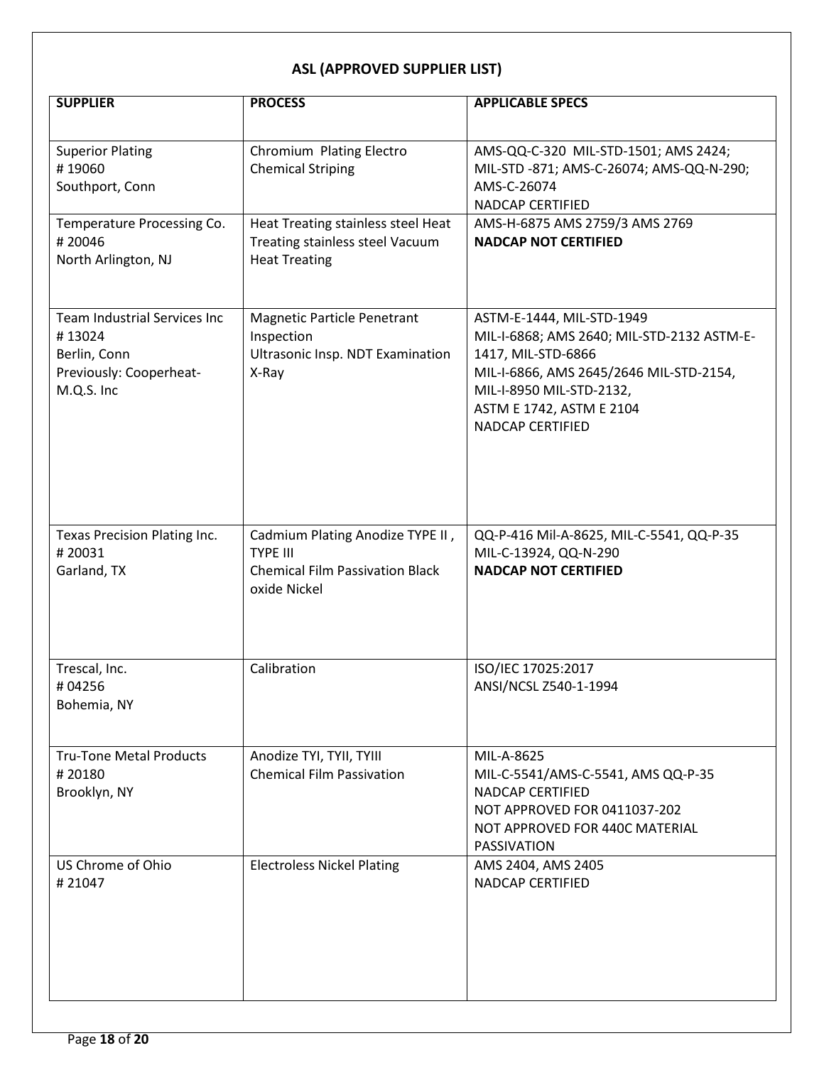## ASL (APPROVED SUPPLIER LIST)

| SUPPLIER | PROCESS | APPLICABLE SPECS |
|---|---|---|
| Superior Plating<br># 19060<br>Southport, Conn | Chromium Plating Electro Chemical Striping | AMS-QQ-C-320 MIL-STD-1501; AMS 2424; MIL-STD -871; AMS-C-26074; AMS-QQ-N-290; AMS-C-26074<br>NADCAP CERTIFIED |
| Temperature Processing Co.<br># 20046<br>North Arlington, NJ | Heat Treating stainless steel Heat Treating stainless steel Vacuum Heat Treating | AMS-H-6875 AMS 2759/3 AMS 2769<br>**NADCAP NOT CERTIFIED** |
| Team Industrial Services Inc<br># 13024<br>Berlin, Conn<br>Previously: Cooperheat-M.Q.S. Inc | Magnetic Particle Penetrant Inspection<br>Ultrasonic Insp. NDT Examination X-Ray | ASTM-E-1444, MIL-STD-1949<br>MIL-I-6868; AMS 2640; MIL-STD-2132 ASTM-E-1417, MIL-STD-6866<br>MIL-I-6866, AMS 2645/2646 MIL-STD-2154, MIL-I-8950 MIL-STD-2132,<br>ASTM E 1742, ASTM E 2104<br>NADCAP CERTIFIED |
| Texas Precision Plating Inc.<br># 20031<br>Garland, TX | Cadmium Plating Anodize TYPE II , TYPE III<br>Chemical Film Passivation Black oxide Nickel | QQ-P-416 Mil-A-8625, MIL-C-5541, QQ-P-35<br>MIL-C-13924, QQ-N-290<br>**NADCAP NOT CERTIFIED** |
| Trescal, Inc.<br># 04256<br>Bohemia, NY | Calibration | ISO/IEC 17025:2017<br>ANSI/NCSL Z540-1-1994 |
| Tru-Tone Metal Products<br># 20180<br>Brooklyn, NY | Anodize TYI, TYII, TYIII<br>Chemical Film Passivation | MIL-A-8625<br>MIL-C-5541/AMS-C-5541, AMS QQ-P-35<br>NADCAP CERTIFIED<br>NOT APPROVED FOR 0411037-202<br>NOT APPROVED FOR 440C MATERIAL PASSIVATION |
| US Chrome of Ohio<br># 21047 | Electroless Nickel Plating | AMS 2404, AMS 2405<br>NADCAP CERTIFIED |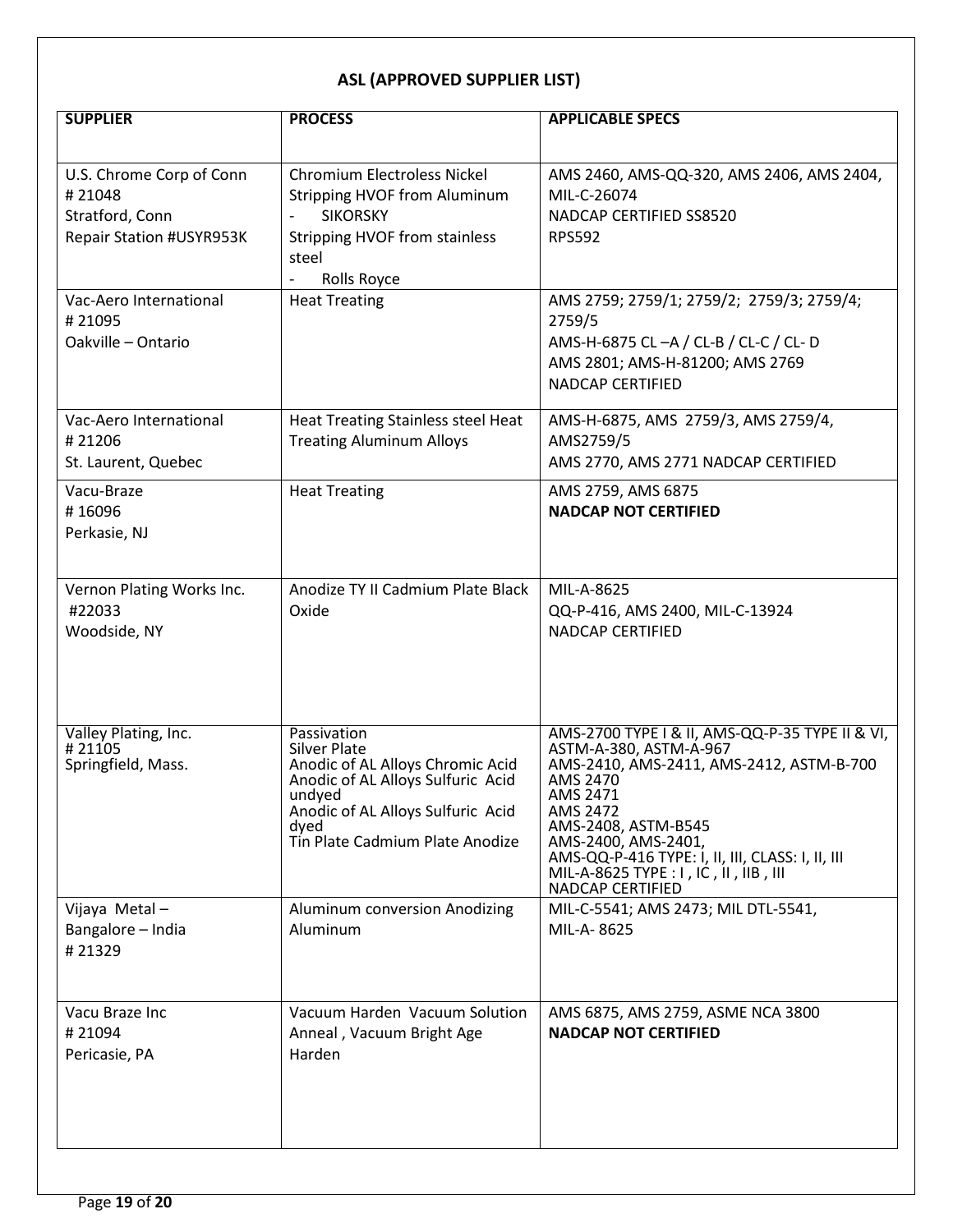## ASL (APPROVED SUPPLIER LIST)

| SUPPLIER | PROCESS | APPLICABLE SPECS |
|---|---|---|
| U.S. Chrome Corp of Conn<br># 21048<br>Stratford, Conn<br>Repair Station #USYR953K | Chromium Electroless Nickel<br>Stripping HVOF from Aluminum<br>- SIKORSKY<br>Stripping HVOF from stainless steel<br>- Rolls Royce | AMS 2460, AMS-QQ-320, AMS 2406, AMS 2404, MIL-C-26074<br>NADCAP CERTIFIED SS8520<br>RPS592 |
| Vac-Aero International<br># 21095<br>Oakville – Ontario | Heat Treating | AMS 2759; 2759/1; 2759/2; 2759/3; 2759/4; 2759/5<br>AMS-H-6875 CL –A / CL-B / CL-C / CL- D<br>AMS 2801; AMS-H-81200; AMS 2769<br>NADCAP CERTIFIED |
| Vac-Aero International<br># 21206<br>St. Laurent, Quebec | Heat Treating Stainless steel Heat Treating Aluminum Alloys | AMS-H-6875, AMS 2759/3, AMS 2759/4, AMS2759/5<br>AMS 2770, AMS 2771 NADCAP CERTIFIED |
| Vacu-Braze<br># 16096<br>Perkasie, NJ | Heat Treating | AMS 2759, AMS 6875<br>**NADCAP NOT CERTIFIED** |
| Vernon Plating Works Inc.<br>#22033<br>Woodside, NY | Anodize TY II Cadmium Plate Black Oxide | MIL-A-8625<br>QQ-P-416, AMS 2400, MIL-C-13924<br>NADCAP CERTIFIED |
| Valley Plating, Inc.<br># 21105<br>Springfield, Mass. | Passivation<br>Silver Plate<br>Anodic of AL Alloys Chromic Acid<br>Anodic of AL Alloys Sulfuric Acid undyed<br>Anodic of AL Alloys Sulfuric Acid dyed<br>Tin Plate Cadmium Plate Anodize | AMS-2700 TYPE I & II, AMS-QQ-P-35 TYPE II & VI, ASTM-A-380, ASTM-A-967<br>AMS-2410, AMS-2411, AMS-2412, ASTM-B-700<br>AMS 2470<br>AMS 2471<br>AMS 2472<br>AMS-2408, ASTM-B545<br>AMS-2400, AMS-2401,<br>AMS-QQ-P-416 TYPE: I, II, III, CLASS: I, II, III<br>MIL-A-8625 TYPE : I , IC , II , IIB , III<br>NADCAP CERTIFIED |
| Vijaya Metal –<br>Bangalore – India<br># 21329 | Aluminum conversion Anodizing Aluminum | MIL-C-5541; AMS 2473; MIL DTL-5541,<br>MIL-A- 8625 |
| Vacu Braze Inc<br># 21094<br>Pericasie, PA | Vacuum Harden Vacuum Solution Anneal , Vacuum Bright Age Harden | AMS 6875, AMS 2759, ASME NCA 3800<br>**NADCAP NOT CERTIFIED** |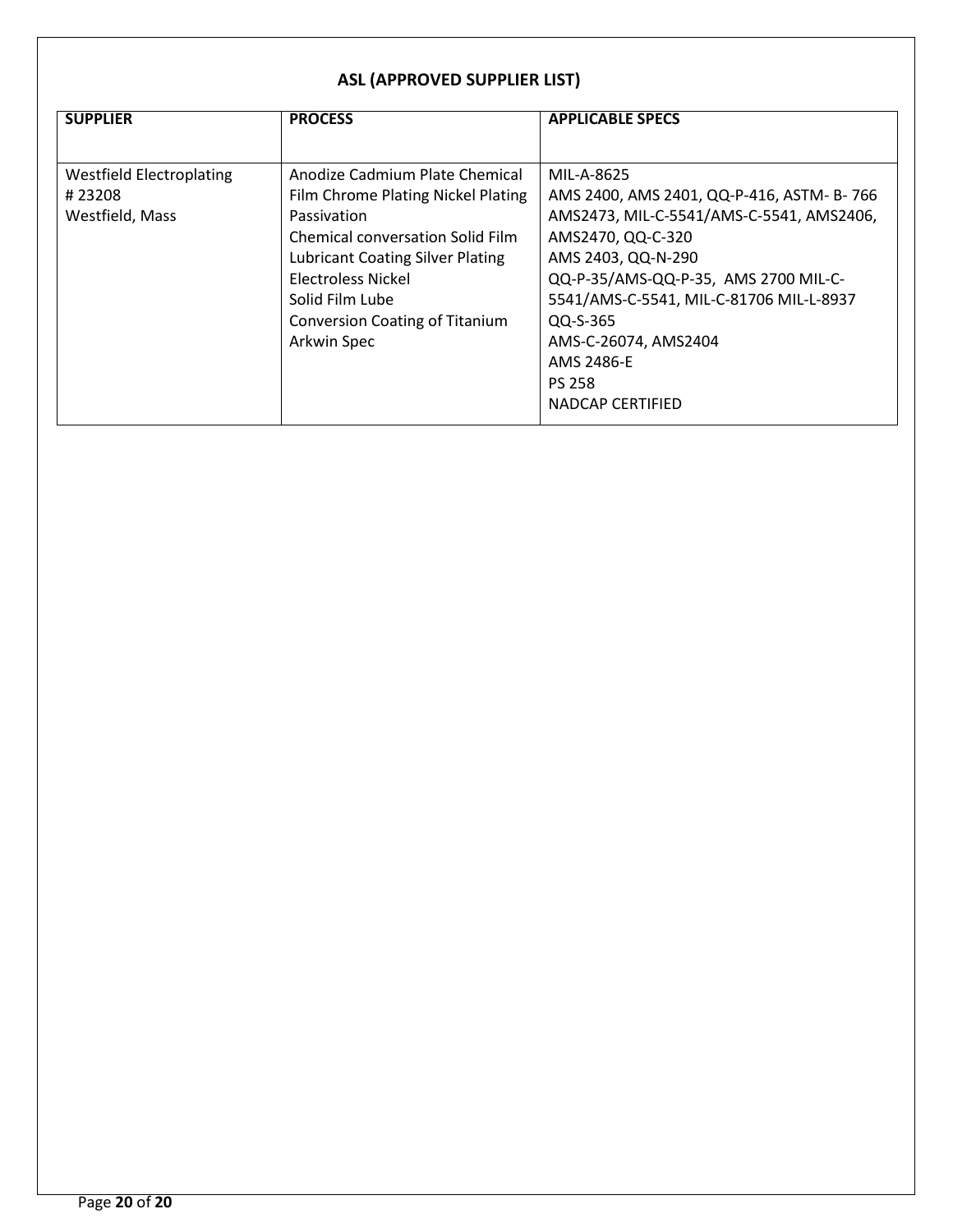### ASL (APPROVED SUPPLIER LIST)

| SUPPLIER | PROCESS | APPLICABLE SPECS |
|---|---|---|
| Westfield Electroplating<br># 23208<br>Westfield, Mass | Anodize Cadmium Plate Chemical Film Chrome Plating Nickel Plating Passivation<br>Chemical conversation Solid Film Lubricant Coating Silver Plating<br>Electroless Nickel<br>Solid Film Lube<br>Conversion Coating of Titanium<br>Arkwin Spec | MIL-A-8625<br>AMS 2400, AMS 2401, QQ-P-416, ASTM- B- 766<br>AMS2473, MIL-C-5541/AMS-C-5541, AMS2406, AMS2470, QQ-C-320<br>AMS 2403, QQ-N-290<br>QQ-P-35/AMS-QQ-P-35, AMS 2700 MIL-C-5541/AMS-C-5541, MIL-C-81706 MIL-L-8937<br>QQ-S-365<br>AMS-C-26074, AMS2404<br>AMS 2486-E<br>PS 258<br>NADCAP CERTIFIED |